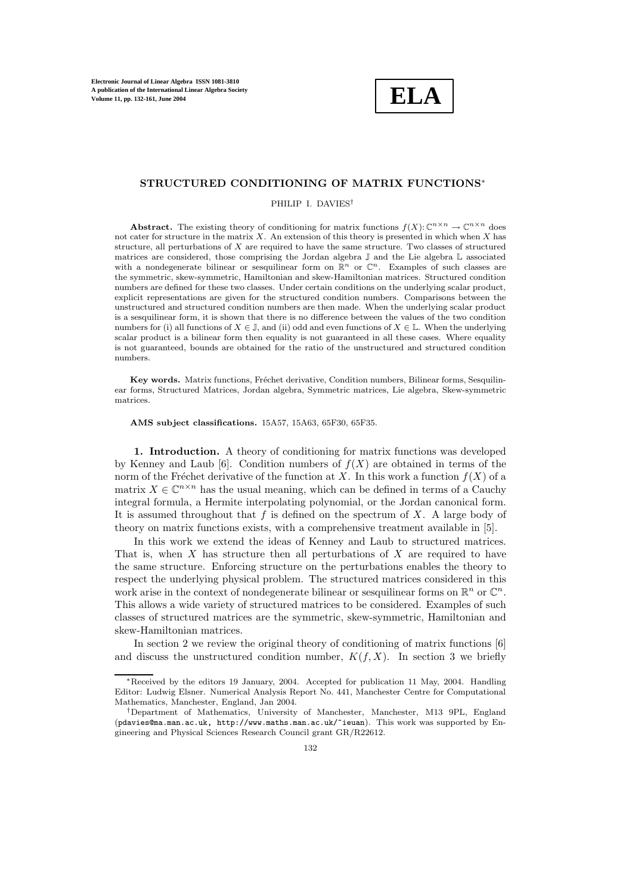# STRUCTURED CONDITIONING OF MATRIX FUNCTIONS*

PHILIP I. DAVIES†

**Abstract.** The existing theory of conditioning for matrix functions $f(X)\colon \mathbb{C}^{n\times n} \to \mathbb{C}^{n\times n}$ does not cater for structure in the matrix $X$. An extension of this theory is presented in which when $X$ has structure, all perturbations of $X$ are required to have the same structure. Two classes of structured matrices are considered, those comprising the Jordan algebra $\mathbb{J}$ and the Lie algebra $\mathbb{L}$ associated with a nondegenerate bilinear or sesquilinear form on $\mathbb{R}^n$ or $\mathbb{C}^n$. Examples of such classes are the symmetric, skew-symmetric, Hamiltonian and skew-Hamiltonian matrices. Structured condition numbers are defined for these two classes. Under certain conditions on the underlying scalar product, explicit representations are given for the structured condition numbers. Comparisons between the unstructured and structured condition numbers are then made. When the underlying scalar product is a sesquilinear form, it is shown that there is no difference between the values of the two condition numbers for (i) all functions of $X \in \mathbb{J}$, and (ii) odd and even functions of $X \in \mathbb{L}$. When the underlying scalar product is a bilinear form then equality is not guaranteed in all these cases. Where equality is not guaranteed, bounds are obtained for the ratio of the unstructured and structured condition numbers.

**Key words.** Matrix functions, Fréchet derivative, Condition numbers, Bilinear forms, Sesquilinear forms, Structured Matrices, Jordan algebra, Symmetric matrices, Lie algebra, Skew-symmetric matrices.

**AMS subject classifications.** 15A57, 15A63, 65F30, 65F35.

**1. Introduction.** A theory of conditioning for matrix functions was developed by Kenney and Laub [6]. Condition numbers of $f(X)$ are obtained in terms of the norm of the Fréchet derivative of the function at $X$. In this work a function $f(X)$ of a matrix $X \in \mathbb{C}^{n\times n}$ has the usual meaning, which can be defined in terms of a Cauchy integral formula, a Hermite interpolating polynomial, or the Jordan canonical form. It is assumed throughout that $f$ is defined on the spectrum of $X$. A large body of theory on matrix functions exists, with a comprehensive treatment available in [5].

In this work we extend the ideas of Kenney and Laub to structured matrices. That is, when $X$ has structure then all perturbations of $X$ are required to have the same structure. Enforcing structure on the perturbations enables the theory to respect the underlying physical problem. The structured matrices considered in this work arise in the context of nondegenerate bilinear or sesquilinear forms on $\mathbb{R}^n$ or $\mathbb{C}^n$. This allows a wide variety of structured matrices to be considered. Examples of such classes of structured matrices are the symmetric, skew-symmetric, Hamiltonian and skew-Hamiltonian matrices.

In section 2 we review the original theory of conditioning of matrix functions [6] and discuss the unstructured condition number, $K(f, X)$. In section 3 we briefly

---

*Received by the editors 19 January, 2004. Accepted for publication 11 May, 2004. Handling Editor: Ludwig Elsner. Numerical Analysis Report No. 441, Manchester Centre for Computational Mathematics, Manchester, England, Jan 2004.

†Department of Mathematics, University of Manchester, Manchester, M13 9PL, England (pdavies@ma.man.ac.uk, http://www.maths.man.ac.uk/~ieuan). This work was supported by Engineering and Physical Sciences Research Council grant GR/R22612.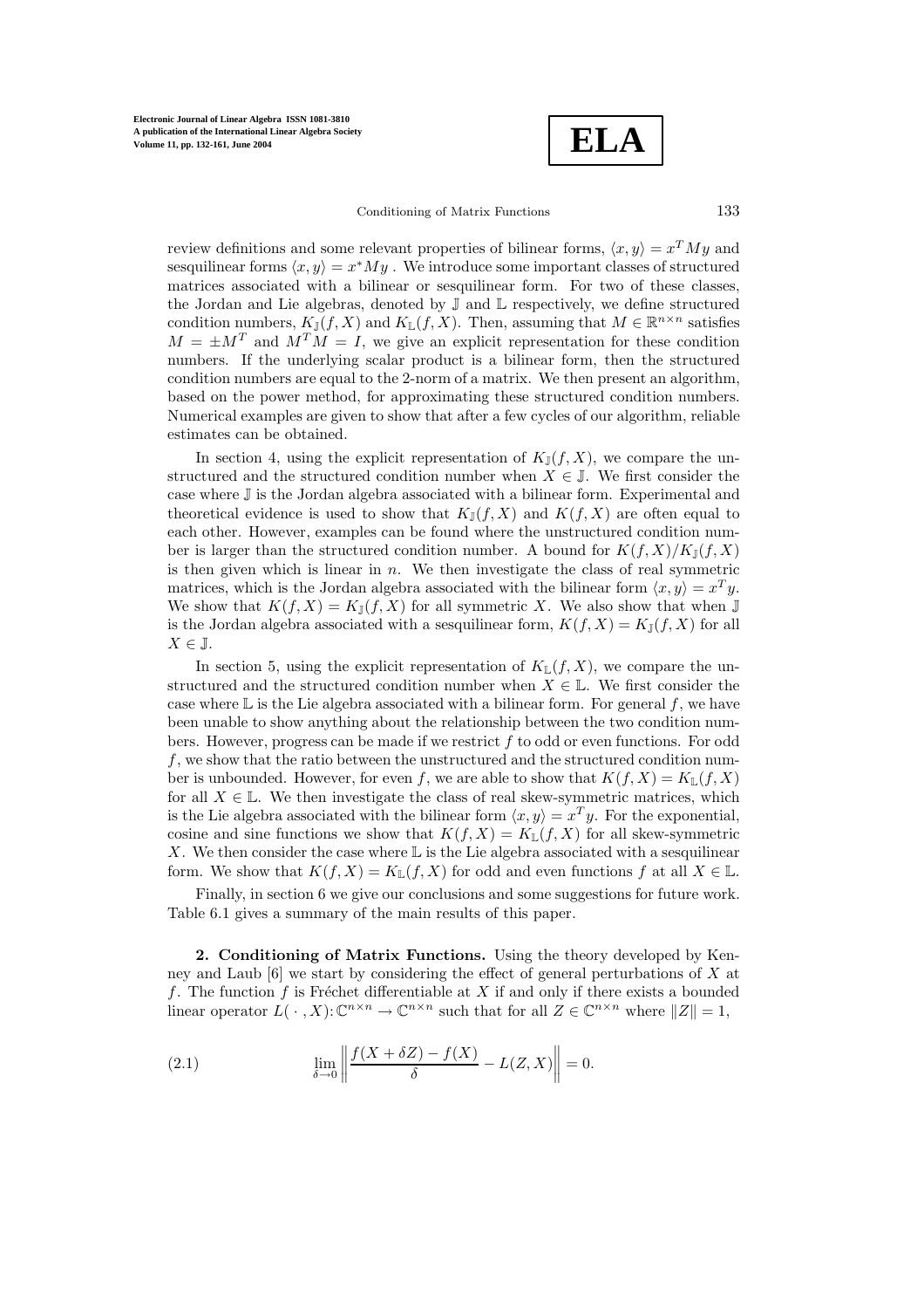review definitions and some relevant properties of bilinear forms, $\langle x, y\rangle = x^T My$ and sesquilinear forms $\langle x, y\rangle = x^* My$ . We introduce some important classes of structured matrices associated with a bilinear or sesquilinear form. For two of these classes, the Jordan and Lie algebras, denoted by $\mathbb{J}$ and $\mathbb{L}$ respectively, we define structured condition numbers, $K_{\mathbb{J}}(f, X)$ and $K_{\mathbb{L}}(f, X)$. Then, assuming that $M \in \mathbb{R}^{n\times n}$ satisfies $M = \pm M^T$ and $M^T M = I$, we give an explicit representation for these condition numbers. If the underlying scalar product is a bilinear form, then the structured condition numbers are equal to the 2-norm of a matrix. We then present an algorithm, based on the power method, for approximating these structured condition numbers. Numerical examples are given to show that after a few cycles of our algorithm, reliable estimates can be obtained.

In section 4, using the explicit representation of $K_{\mathbb{J}}(f, X)$, we compare the unstructured and the structured condition number when $X \in \mathbb{J}$. We first consider the case where $\mathbb{J}$ is the Jordan algebra associated with a bilinear form. Experimental and theoretical evidence is used to show that $K_{\mathbb{J}}(f, X)$ and $K(f, X)$ are often equal to each other. However, examples can be found where the unstructured condition number is larger than the structured condition number. A bound for $K(f, X)/K_{\mathbb{J}}(f, X)$ is then given which is linear in $n$. We then investigate the class of real symmetric matrices, which is the Jordan algebra associated with the bilinear form $\langle x, y\rangle = x^T y$. We show that $K(f, X) = K_{\mathbb{J}}(f, X)$ for all symmetric $X$. We also show that when $\mathbb{J}$ is the Jordan algebra associated with a sesquilinear form, $K(f, X) = K_{\mathbb{J}}(f, X)$ for all $X \in \mathbb{J}$.

In section 5, using the explicit representation of $K_{\mathbb{L}}(f, X)$, we compare the unstructured and the structured condition number when $X \in \mathbb{L}$. We first consider the case where $\mathbb{L}$ is the Lie algebra associated with a bilinear form. For general $f$, we have been unable to show anything about the relationship between the two condition numbers. However, progress can be made if we restrict $f$ to odd or even functions. For odd $f$, we show that the ratio between the unstructured and the structured condition number is unbounded. However, for even $f$, we are able to show that $K(f, X) = K_{\mathbb{L}}(f, X)$ for all $X \in \mathbb{L}$. We then investigate the class of real skew-symmetric matrices, which is the Lie algebra associated with the bilinear form $\langle x, y\rangle = x^T y$. For the exponential, cosine and sine functions we show that $K(f, X) = K_{\mathbb{L}}(f, X)$ for all skew-symmetric $X$. We then consider the case where $\mathbb{L}$ is the Lie algebra associated with a sesquilinear form. We show that $K(f, X) = K_{\mathbb{L}}(f, X)$ for odd and even functions $f$ at all $X \in \mathbb{L}$.

Finally, in section 6 we give our conclusions and some suggestions for future work. Table 6.1 gives a summary of the main results of this paper.

## 2. Conditioning of Matrix Functions.

Using the theory developed by Kenney and Laub [6] we start by considering the effect of general perturbations of $X$ at $f$. The function $f$ is Fréchet differentiable at $X$ if and only if there exists a bounded linear operator $L(\,\cdot\,, X)\colon \mathbb{C}^{n\times n} \to \mathbb{C}^{n\times n}$ such that for all $Z \in \mathbb{C}^{n\times n}$ where $\|Z\| = 1$,

$$\lim_{\delta\to 0} \left\| \frac{f(X + \delta Z) - f(X)}{\delta} - L(Z, X) \right\| = 0. \tag{2.1}$$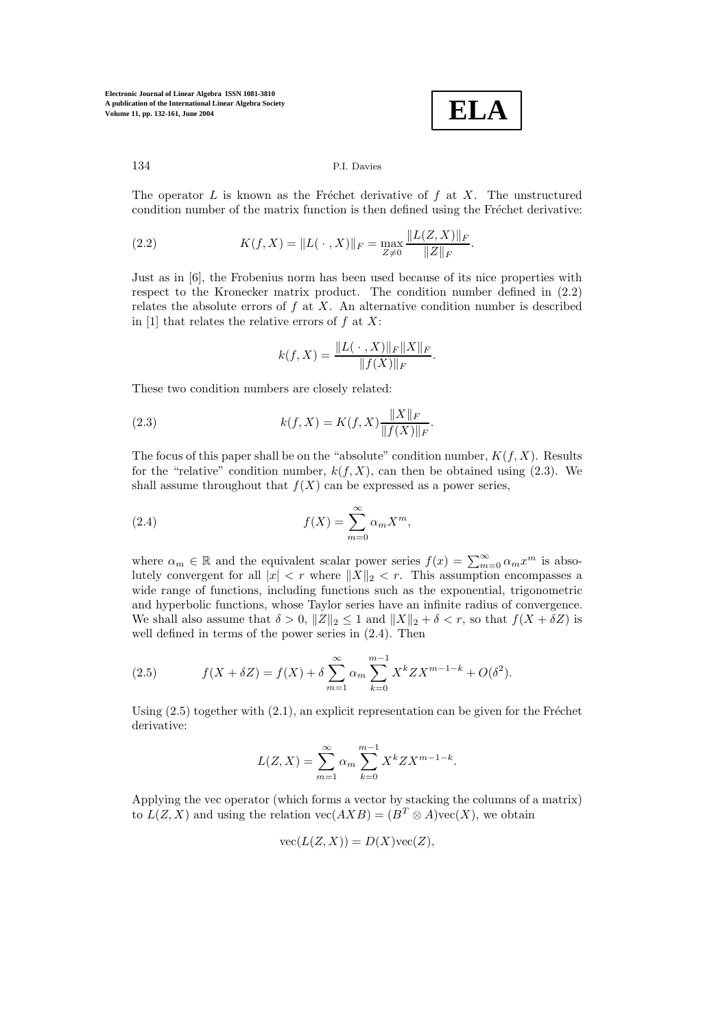The operator $L$ is known as the Fréchet derivative of $f$ at $X$. The unstructured condition number of the matrix function is then defined using the Fréchet derivative:

$$K(f, X) = \|L(\,\cdot\,, X)\|_F = \max_{Z \neq 0} \frac{\|L(Z, X)\|_F}{\|Z\|_F}. \tag{2.2}$$

Just as in [6], the Frobenius norm has been used because of its nice properties with respect to the Kronecker matrix product. The condition number defined in (2.2) relates the absolute errors of $f$ at $X$. An alternative condition number is described in [1] that relates the relative errors of $f$ at $X$:

$$k(f, X) = \frac{\|L(\,\cdot\,, X)\|_F \|X\|_F}{\|f(X)\|_F}.$$

These two condition numbers are closely related:

$$k(f, X) = K(f, X) \frac{\|X\|_F}{\|f(X)\|_F}. \tag{2.3}$$

The focus of this paper shall be on the "absolute" condition number, $K(f, X)$. Results for the "relative" condition number, $k(f, X)$, can then be obtained using (2.3). We shall assume throughout that $f(X)$ can be expressed as a power series,

$$f(X) = \sum_{m=0}^{\infty} \alpha_m X^m, \tag{2.4}$$

where $\alpha_m \in \mathbb{R}$ and the equivalent scalar power series $f(x) = \sum_{m=0}^{\infty} \alpha_m x^m$ is absolutely convergent for all $|x| < r$ where $\|X\|_2 < r$. This assumption encompasses a wide range of functions, including functions such as the exponential, trigonometric and hyperbolic functions, whose Taylor series have an infinite radius of convergence. We shall also assume that $\delta > 0$, $\|Z\|_2 \leq 1$ and $\|X\|_2 + \delta < r$, so that $f(X + \delta Z)$ is well defined in terms of the power series in (2.4). Then

$$f(X + \delta Z) = f(X) + \delta \sum_{m=1}^{\infty} \alpha_m \sum_{k=0}^{m-1} X^k Z X^{m-1-k} + O(\delta^2). \tag{2.5}$$

Using (2.5) together with (2.1), an explicit representation can be given for the Fréchet derivative:

$$L(Z, X) = \sum_{m=1}^{\infty} \alpha_m \sum_{k=0}^{m-1} X^k Z X^{m-1-k}.$$

Applying the vec operator (which forms a vector by stacking the columns of a matrix) to $L(Z, X)$ and using the relation $\text{vec}(AXB) = (B^T \otimes A)\text{vec}(X)$, we obtain

$$\text{vec}(L(Z, X)) = D(X)\text{vec}(Z),$$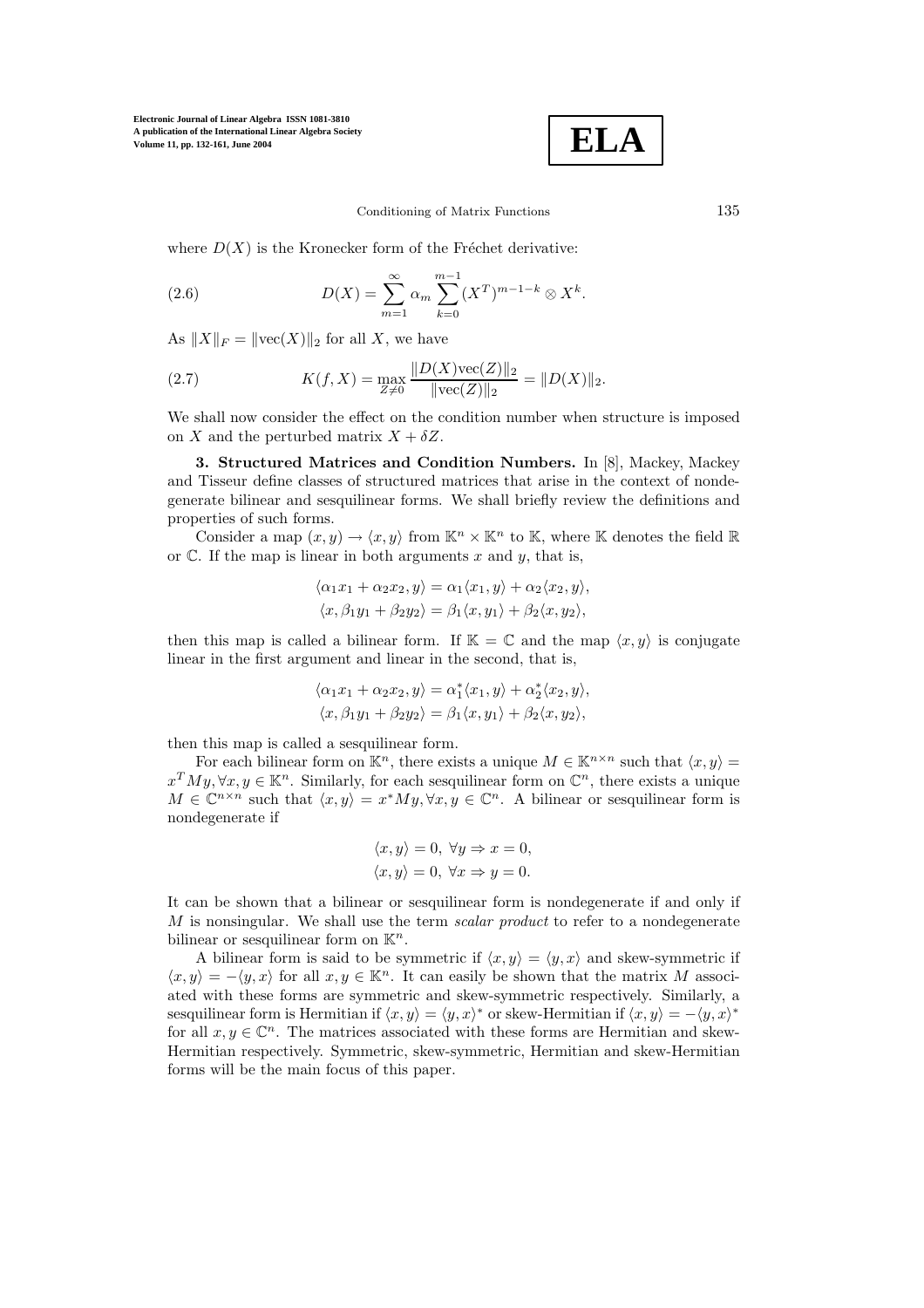where $D(X)$ is the Kronecker form of the Fréchet derivative:

$$D(X) = \sum_{m=1}^{\infty} \alpha_m \sum_{k=0}^{m-1} (X^T)^{m-1-k} \otimes X^k. \tag{2.6}$$

As $\|X\|_F = \|\text{vec}(X)\|_2$ for all $X$, we have

$$K(f, X) = \max_{Z \neq 0} \frac{\|D(X)\text{vec}(Z)\|_2}{\|\text{vec}(Z)\|_2} = \|D(X)\|_2. \tag{2.7}$$

We shall now consider the effect on the condition number when structure is imposed on $X$ and the perturbed matrix $X + \delta Z$.

**3. Structured Matrices and Condition Numbers.** In [8], Mackey, Mackey and Tisseur define classes of structured matrices that arise in the context of nondegenerate bilinear and sesquilinear forms. We shall briefly review the definitions and properties of such forms.

Consider a map $(x, y) \to \langle x, y \rangle$ from $\mathbb{K}^n \times \mathbb{K}^n$ to $\mathbb{K}$, where $\mathbb{K}$ denotes the field $\mathbb{R}$ or $\mathbb{C}$. If the map is linear in both arguments $x$ and $y$, that is,

$$\langle \alpha_1 x_1 + \alpha_2 x_2, y \rangle = \alpha_1 \langle x_1, y \rangle + \alpha_2 \langle x_2, y \rangle,$$
$$\langle x, \beta_1 y_1 + \beta_2 y_2 \rangle = \beta_1 \langle x, y_1 \rangle + \beta_2 \langle x, y_2 \rangle,$$

then this map is called a bilinear form. If $\mathbb{K} = \mathbb{C}$ and the map $\langle x, y \rangle$ is conjugate linear in the first argument and linear in the second, that is,

$$\langle \alpha_1 x_1 + \alpha_2 x_2, y \rangle = \alpha_1^* \langle x_1, y \rangle + \alpha_2^* \langle x_2, y \rangle,$$
$$\langle x, \beta_1 y_1 + \beta_2 y_2 \rangle = \beta_1 \langle x, y_1 \rangle + \beta_2 \langle x, y_2 \rangle,$$

then this map is called a sesquilinear form.

For each bilinear form on $\mathbb{K}^n$, there exists a unique $M \in \mathbb{K}^{n \times n}$ such that $\langle x, y \rangle = x^T M y, \forall x, y \in \mathbb{K}^n$. Similarly, for each sesquilinear form on $\mathbb{C}^n$, there exists a unique $M \in \mathbb{C}^{n \times n}$ such that $\langle x, y \rangle = x^* M y, \forall x, y \in \mathbb{C}^n$. A bilinear or sesquilinear form is nondegenerate if

$$\langle x, y \rangle = 0, \ \forall y \Rightarrow x = 0,$$
$$\langle x, y \rangle = 0, \ \forall x \Rightarrow y = 0.$$

It can be shown that a bilinear or sesquilinear form is nondegenerate if and only if $M$ is nonsingular. We shall use the term *scalar product* to refer to a nondegenerate bilinear or sesquilinear form on $\mathbb{K}^n$.

A bilinear form is said to be symmetric if $\langle x, y \rangle = \langle y, x \rangle$ and skew-symmetric if $\langle x, y \rangle = -\langle y, x \rangle$ for all $x, y \in \mathbb{K}^n$. It can easily be shown that the matrix $M$ associated with these forms are symmetric and skew-symmetric respectively. Similarly, a sesquilinear form is Hermitian if $\langle x, y \rangle = \langle y, x \rangle^*$ or skew-Hermitian if $\langle x, y \rangle = -\langle y, x \rangle^*$ for all $x, y \in \mathbb{C}^n$. The matrices associated with these forms are Hermitian and skew-Hermitian respectively. Symmetric, skew-symmetric, Hermitian and skew-Hermitian forms will be the main focus of this paper.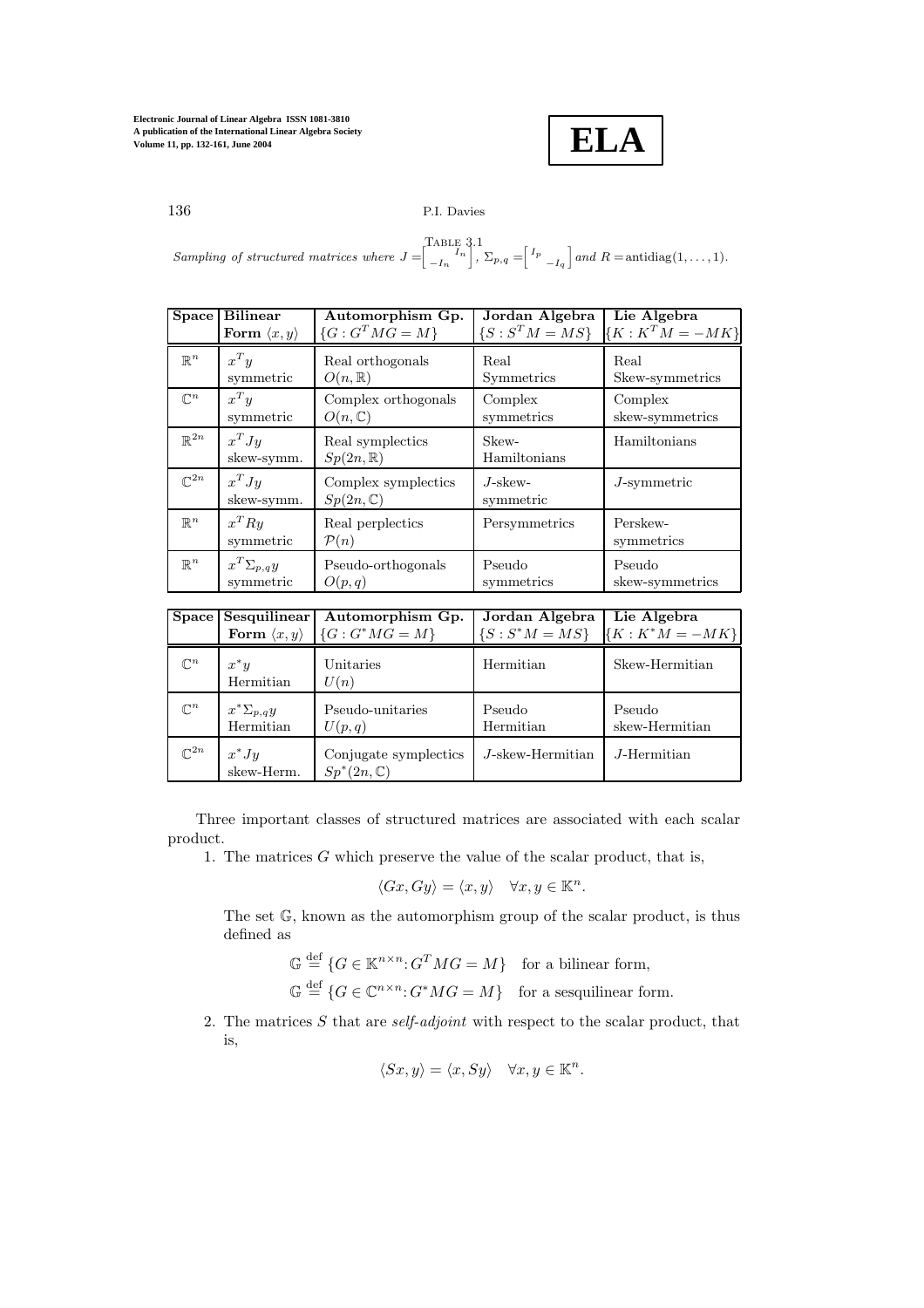Table 3.1

*Sampling of structured matrices where* $J = \begin{bmatrix} & I_n \\ -I_n & \end{bmatrix}$, $\Sigma_{p,q} = \begin{bmatrix} I_p & \\ & -I_q \end{bmatrix}$ *and* $R = \text{antidiag}(1, \ldots, 1)$.

| Space | Bilinear Form $\langle x, y\rangle$ | Automorphism Gp. $\{G : G^T MG = M\}$ | Jordan Algebra $\{S : S^T M = MS\}$ | Lie Algebra $\{K : K^T M = -MK\}$ |
|---|---|---|---|---|
| $\mathbb{R}^n$ | $x^T y$ symmetric | Real orthogonals $O(n, \mathbb{R})$ | Real Symmetrics | Real Skew-symmetrics |
| $\mathbb{C}^n$ | $x^T y$ symmetric | Complex orthogonals $O(n, \mathbb{C})$ | Complex symmetrics | Complex skew-symmetrics |
| $\mathbb{R}^{2n}$ | $x^T Jy$ skew-symm. | Real symplectics $Sp(2n, \mathbb{R})$ | Skew-Hamiltonians | Hamiltonians |
| $\mathbb{C}^{2n}$ | $x^T Jy$ skew-symm. | Complex symplectics $Sp(2n, \mathbb{C})$ | $J$-skew-symmetric | $J$-symmetric |
| $\mathbb{R}^n$ | $x^T Ry$ symmetric | Real perplectics $\mathcal{P}(n)$ | Persymmetrics | Perskew-symmetrics |
| $\mathbb{R}^n$ | $x^T \Sigma_{p,q} y$ symmetric | Pseudo-orthogonals $O(p, q)$ | Pseudo symmetrics | Pseudo skew-symmetrics |

| Space | Sesquilinear Form $\langle x, y\rangle$ | Automorphism Gp. $\{G : G^* MG = M\}$ | Jordan Algebra $\{S : S^* M = MS\}$ | Lie Algebra $\{K : K^* M = -MK\}$ |
|---|---|---|---|---|
| $\mathbb{C}^n$ | $x^* y$ Hermitian | Unitaries $U(n)$ | Hermitian | Skew-Hermitian |
| $\mathbb{C}^n$ | $x^* \Sigma_{p,q} y$ Hermitian | Pseudo-unitaries $U(p, q)$ | Pseudo Hermitian | Pseudo skew-Hermitian |
| $\mathbb{C}^{2n}$ | $x^* Jy$ skew-Herm. | Conjugate symplectics $Sp^*(2n, \mathbb{C})$ | $J$-skew-Hermitian | $J$-Hermitian |

Three important classes of structured matrices are associated with each scalar product.

1. The matrices $G$ which preserve the value of the scalar product, that is,

$$\langle Gx, Gy\rangle = \langle x, y\rangle \quad \forall x, y \in \mathbb{K}^n.$$

The set $\mathbb{G}$, known as the automorphism group of the scalar product, is thus defined as

$$\mathbb{G} \stackrel{\text{def}}{=} \{G \in \mathbb{K}^{n\times n} : G^T MG = M\} \quad \text{for a bilinear form,}$$

$$\mathbb{G} \stackrel{\text{def}}{=} \{G \in \mathbb{C}^{n\times n} : G^* MG = M\} \quad \text{for a sesquilinear form.}$$

2. The matrices $S$ that are *self-adjoint* with respect to the scalar product, that is,

$$\langle Sx, y\rangle = \langle x, Sy\rangle \quad \forall x, y \in \mathbb{K}^n.$$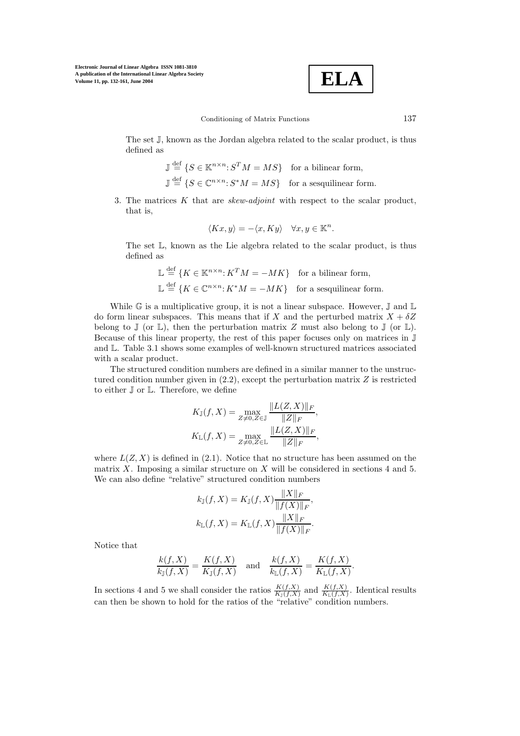The set $\mathbb{J}$, known as the Jordan algebra related to the scalar product, is thus defined as

$$\mathbb{J} \stackrel{\text{def}}{=} \{S \in \mathbb{K}^{n\times n} \colon S^T M = MS\} \quad \text{for a bilinear form,}$$
$$\mathbb{J} \stackrel{\text{def}}{=} \{S \in \mathbb{C}^{n\times n} \colon S^* M = MS\} \quad \text{for a sesquilinear form.}$$

3. The matrices $K$ that are *skew-adjoint* with respect to the scalar product, that is,

$$\langle Kx, y\rangle = -\langle x, Ky\rangle \quad \forall x, y \in \mathbb{K}^n.$$

The set $\mathbb{L}$, known as the Lie algebra related to the scalar product, is thus defined as

$$\mathbb{L} \stackrel{\text{def}}{=} \{K \in \mathbb{K}^{n\times n} \colon K^T M = -MK\} \quad \text{for a bilinear form,}$$
$$\mathbb{L} \stackrel{\text{def}}{=} \{K \in \mathbb{C}^{n\times n} \colon K^* M = -MK\} \quad \text{for a sesquilinear form.}$$

While $\mathbb{G}$ is a multiplicative group, it is not a linear subspace. However, $\mathbb{J}$ and $\mathbb{L}$ do form linear subspaces. This means that if $X$ and the perturbed matrix $X + \delta Z$ belong to $\mathbb{J}$ (or $\mathbb{L}$), then the perturbation matrix $Z$ must also belong to $\mathbb{J}$ (or $\mathbb{L}$). Because of this linear property, the rest of this paper focuses only on matrices in $\mathbb{J}$ and $\mathbb{L}$. Table 3.1 shows some examples of well-known structured matrices associated with a scalar product.

The structured condition numbers are defined in a similar manner to the unstructured condition number given in (2.2), except the perturbation matrix $Z$ is restricted to either $\mathbb{J}$ or $\mathbb{L}$. Therefore, we define

$$K_{\mathbb{J}}(f, X) = \max_{Z\neq 0, Z\in\mathbb{J}} \frac{\|L(Z, X)\|_F}{\|Z\|_F},$$
$$K_{\mathbb{L}}(f, X) = \max_{Z\neq 0, Z\in\mathbb{L}} \frac{\|L(Z, X)\|_F}{\|Z\|_F},$$

where $L(Z, X)$ is defined in (2.1). Notice that no structure has been assumed on the matrix $X$. Imposing a similar structure on $X$ will be considered in sections 4 and 5. We can also define "relative" structured condition numbers

$$k_{\mathbb{J}}(f, X) = K_{\mathbb{J}}(f, X)\frac{\|X\|_F}{\|f(X)\|_F},$$
$$k_{\mathbb{L}}(f, X) = K_{\mathbb{L}}(f, X)\frac{\|X\|_F}{\|f(X)\|_F}.$$

Notice that

$$\frac{k(f, X)}{k_{\mathbb{J}}(f, X)} = \frac{K(f, X)}{K_{\mathbb{J}}(f, X)} \quad \text{and} \quad \frac{k(f, X)}{k_{\mathbb{L}}(f, X)} = \frac{K(f, X)}{K_{\mathbb{L}}(f, X)}.$$

In sections 4 and 5 we shall consider the ratios $\frac{K(f,X)}{K_{\mathbb{J}}(f,X)}$ and $\frac{K(f,X)}{K_{\mathbb{L}}(f,X)}$. Identical results can then be shown to hold for the ratios of the "relative" condition numbers.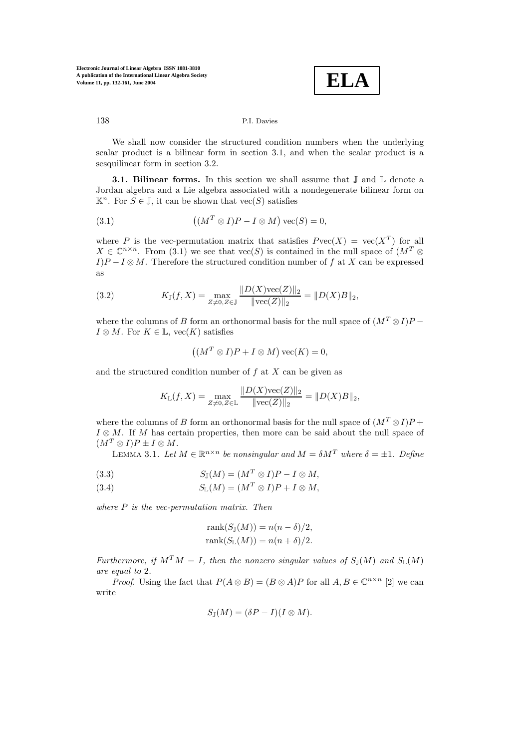We shall now consider the structured condition numbers when the underlying scalar product is a bilinear form in section 3.1, and when the scalar product is a sesquilinear form in section 3.2.

**3.1. Bilinear forms.** In this section we shall assume that $\mathbb{J}$ and $\mathbb{L}$ denote a Jordan algebra and a Lie algebra associated with a nondegenerate bilinear form on $\mathbb{K}^n$. For $S \in \mathbb{J}$, it can be shown that $\mathrm{vec}(S)$ satisfies

$$\big((M^T \otimes I)P - I \otimes M\big)\,\mathrm{vec}(S) = 0, \tag{3.1}$$

where $P$ is the vec-permutation matrix that satisfies $P\mathrm{vec}(X) = \mathrm{vec}(X^T)$ for all $X \in \mathbb{C}^{n\times n}$. From (3.1) we see that $\mathrm{vec}(S)$ is contained in the null space of $(M^T \otimes I)P - I \otimes M$. Therefore the structured condition number of $f$ at $X$ can be expressed as

$$K_{\mathbb{J}}(f, X) = \max_{Z\neq 0, Z\in\mathbb{J}} \frac{\|D(X)\mathrm{vec}(Z)\|_2}{\|\mathrm{vec}(Z)\|_2} = \|D(X)B\|_2, \tag{3.2}$$

where the columns of $B$ form an orthonormal basis for the null space of $(M^T \otimes I)P - I \otimes M$. For $K \in \mathbb{L}$, $\mathrm{vec}(K)$ satisfies

$$\big((M^T \otimes I)P + I \otimes M\big)\,\mathrm{vec}(K) = 0,$$

and the structured condition number of $f$ at $X$ can be given as

$$K_{\mathbb{L}}(f, X) = \max_{Z\neq 0, Z\in\mathbb{L}} \frac{\|D(X)\mathrm{vec}(Z)\|_2}{\|\mathrm{vec}(Z)\|_2} = \|D(X)B\|_2,$$

where the columns of $B$ form an orthonormal basis for the null space of $(M^T \otimes I)P + I \otimes M$. If $M$ has certain properties, then more can be said about the null space of $(M^T \otimes I)P \pm I \otimes M$.

Lemma 3.1. *Let $M \in \mathbb{R}^{n\times n}$ be nonsingular and $M = \delta M^T$ where $\delta = \pm 1$. Define*

$$S_{\mathbb{J}}(M) = (M^T \otimes I)P - I \otimes M, \tag{3.3}$$

$$S_{\mathbb{L}}(M) = (M^T \otimes I)P + I \otimes M, \tag{3.4}$$

*where $P$ is the vec-permutation matrix. Then*

$$\mathrm{rank}(S_{\mathbb{J}}(M)) = n(n - \delta)/2,$$
$$\mathrm{rank}(S_{\mathbb{L}}(M)) = n(n + \delta)/2.$$

*Furthermore, if $M^T M = I$, then the nonzero singular values of $S_{\mathbb{J}}(M)$ and $S_{\mathbb{L}}(M)$ are equal to* 2.

*Proof.* Using the fact that $P(A \otimes B) = (B \otimes A)P$ for all $A, B \in \mathbb{C}^{n\times n}$ [2] we can write

$$S_{\mathbb{J}}(M) = (\delta P - I)(I \otimes M).$$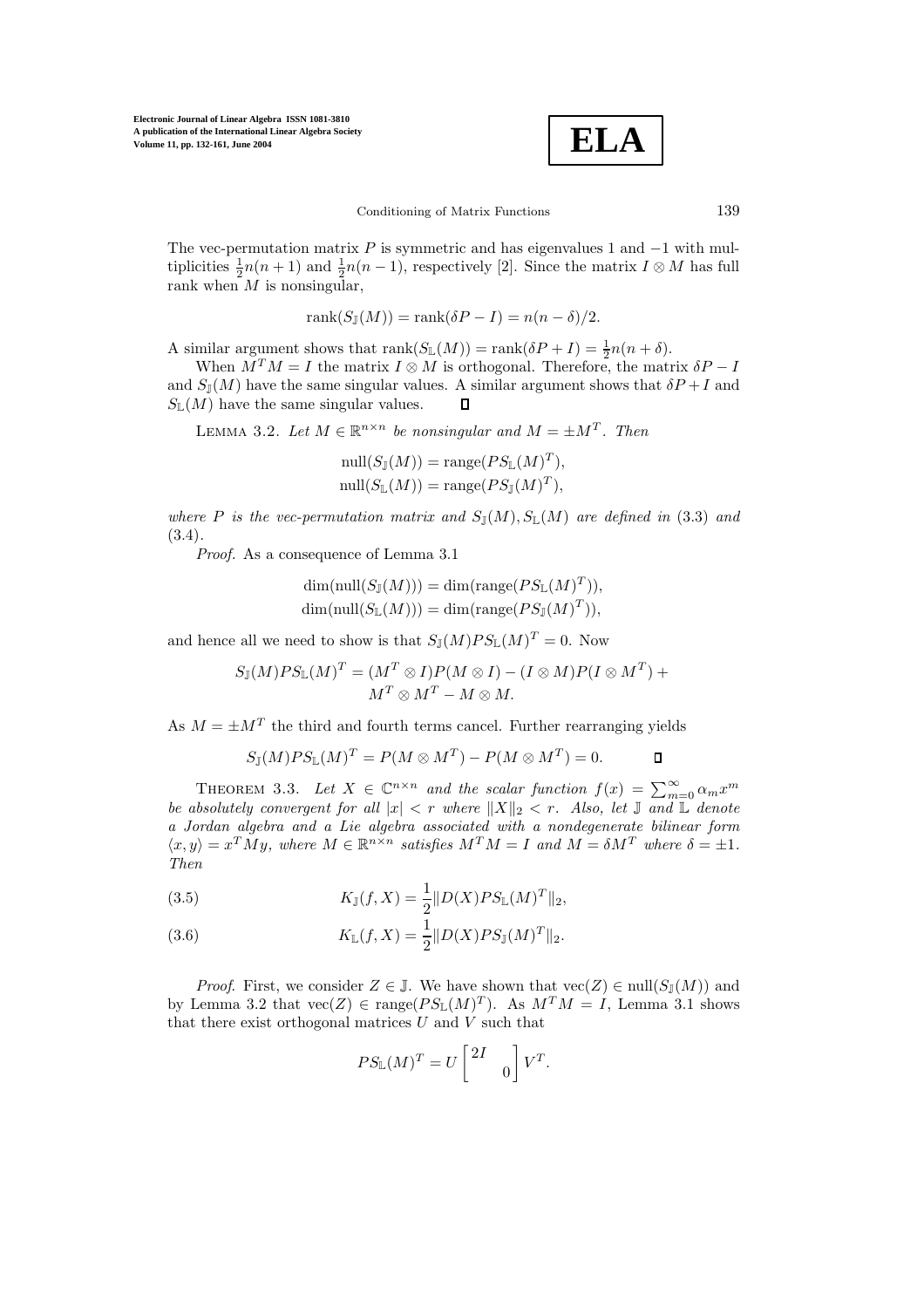The vec-permutation matrix $P$ is symmetric and has eigenvalues 1 and $-1$ with multiplicities $\frac{1}{2}n(n+1)$ and $\frac{1}{2}n(n-1)$, respectively [2]. Since the matrix $I \otimes M$ has full rank when $M$ is nonsingular,

$$\operatorname{rank}(S_{\mathbb{J}}(M)) = \operatorname{rank}(\delta P - I) = n(n-\delta)/2.$$

A similar argument shows that $\operatorname{rank}(S_{\mathbb{L}}(M)) = \operatorname{rank}(\delta P + I) = \frac{1}{2}n(n+\delta)$.

When $M^T M = I$ the matrix $I \otimes M$ is orthogonal. Therefore, the matrix $\delta P - I$ and $S_{\mathbb{J}}(M)$ have the same singular values. A similar argument shows that $\delta P + I$ and $S_{\mathbb{L}}(M)$ have the same singular values. ∎

LEMMA 3.2. *Let $M \in \mathbb{R}^{n\times n}$ be nonsingular and $M = \pm M^T$. Then*

$$\operatorname{null}(S_{\mathbb{J}}(M)) = \operatorname{range}(PS_{\mathbb{L}}(M)^T),$$
$$\operatorname{null}(S_{\mathbb{L}}(M)) = \operatorname{range}(PS_{\mathbb{J}}(M)^T),$$

*where $P$ is the vec-permutation matrix and $S_{\mathbb{J}}(M), S_{\mathbb{L}}(M)$ are defined in* (3.3) *and* (3.4).

*Proof*. As a consequence of Lemma 3.1

$$\dim(\operatorname{null}(S_{\mathbb{J}}(M))) = \dim(\operatorname{range}(PS_{\mathbb{L}}(M)^T)),$$
$$\dim(\operatorname{null}(S_{\mathbb{L}}(M))) = \dim(\operatorname{range}(PS_{\mathbb{J}}(M)^T)),$$

and hence all we need to show is that $S_{\mathbb{J}}(M)PS_{\mathbb{L}}(M)^T = 0$. Now

$$S_{\mathbb{J}}(M)PS_{\mathbb{L}}(M)^T = (M^T \otimes I)P(M \otimes I) - (I \otimes M)P(I \otimes M^T) + M^T \otimes M^T - M \otimes M.$$

As $M = \pm M^T$ the third and fourth terms cancel. Further rearranging yields

$$S_{\mathbb{J}}(M)PS_{\mathbb{L}}(M)^T = P(M \otimes M^T) - P(M \otimes M^T) = 0. \qquad ∎$$

THEOREM 3.3. *Let $X \in \mathbb{C}^{n\times n}$ and the scalar function $f(x) = \sum_{m=0}^{\infty} \alpha_m x^m$ be absolutely convergent for all $|x| < r$ where $\|X\|_2 < r$. Also, let $\mathbb{J}$ and $\mathbb{L}$ denote a Jordan algebra and a Lie algebra associated with a nondegenerate bilinear form $\langle x, y\rangle = x^T My$, where $M \in \mathbb{R}^{n\times n}$ satisfies $M^T M = I$ and $M = \delta M^T$ where $\delta = \pm 1$. Then*

$$K_{\mathbb{J}}(f, X) = \frac{1}{2}\|D(X)PS_{\mathbb{L}}(M)^T\|_2, \tag{3.5}$$

$$K_{\mathbb{L}}(f, X) = \frac{1}{2}\|D(X)PS_{\mathbb{J}}(M)^T\|_2. \tag{3.6}$$

*Proof*. First, we consider $Z \in \mathbb{J}$. We have shown that $\operatorname{vec}(Z) \in \operatorname{null}(S_{\mathbb{J}}(M))$ and by Lemma 3.2 that $\operatorname{vec}(Z) \in \operatorname{range}(PS_{\mathbb{L}}(M)^T)$. As $M^T M = I$, Lemma 3.1 shows that there exist orthogonal matrices $U$ and $V$ such that

$$PS_{\mathbb{L}}(M)^T = U \begin{bmatrix} 2I & \\ & 0 \end{bmatrix} V^T.$$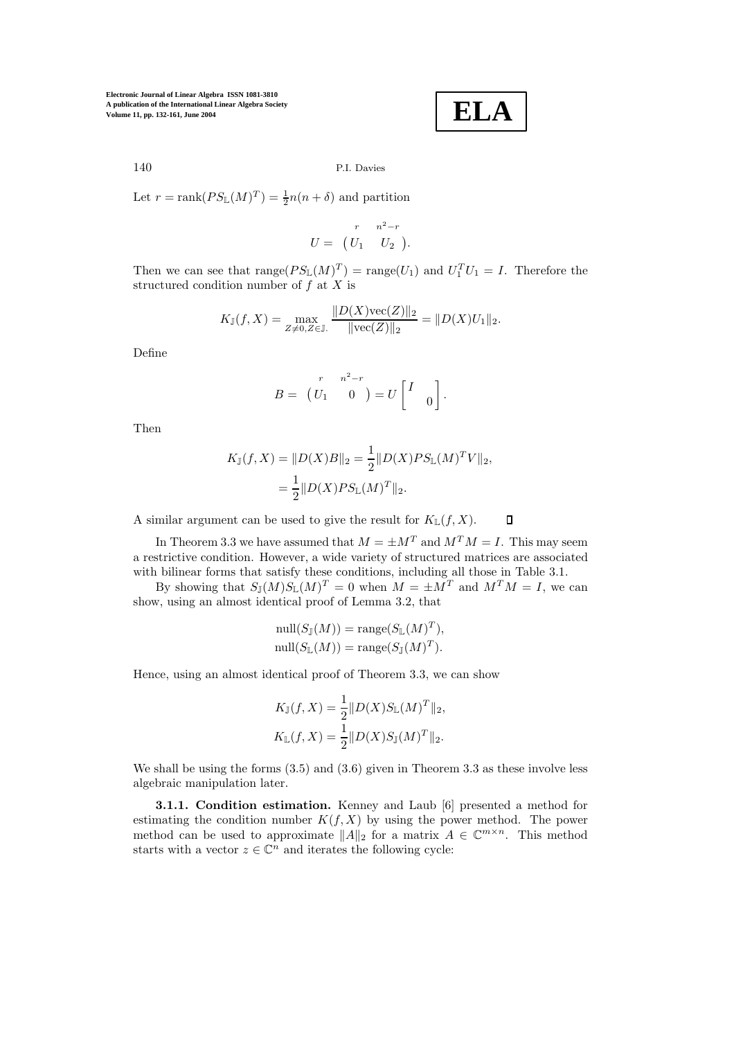Let $r = \text{rank}(PS_{\mathbb{L}}(M)^T) = \frac{1}{2}n(n+\delta)$ and partition

$$U = \begin{pmatrix} \overset{r}{U_1} & \overset{n^2-r}{U_2} \end{pmatrix}.$$

Then we can see that $\text{range}(PS_{\mathbb{L}}(M)^T) = \text{range}(U_1)$ and $U_1^T U_1 = I$. Therefore the structured condition number of $f$ at $X$ is

$$K_{\mathbb{J}}(f,X) = \max_{Z \neq 0, Z \in \mathbb{J}.} \frac{\|D(X)\text{vec}(Z)\|_2}{\|\text{vec}(Z)\|_2} = \|D(X)U_1\|_2.$$

Define

$$B = \begin{pmatrix} \overset{r}{U_1} & \overset{n^2-r}{0} \end{pmatrix} = U \begin{bmatrix} I & \\ & 0 \end{bmatrix}.$$

Then

$$\begin{aligned} K_{\mathbb{J}}(f,X) = \|D(X)B\|_2 &= \frac{1}{2}\|D(X)PS_{\mathbb{L}}(M)^T V\|_2, \\ &= \frac{1}{2}\|D(X)PS_{\mathbb{L}}(M)^T\|_2. \end{aligned}$$

A similar argument can be used to give the result for $K_{\mathbb{L}}(f,X)$. $\square$

In Theorem 3.3 we have assumed that $M = \pm M^T$ and $M^T M = I$. This may seem a restrictive condition. However, a wide variety of structured matrices are associated with bilinear forms that satisfy these conditions, including all those in Table 3.1.

By showing that $S_{\mathbb{J}}(M)S_{\mathbb{L}}(M)^T = 0$ when $M = \pm M^T$ and $M^T M = I$, we can show, using an almost identical proof of Lemma 3.2, that

$$\begin{aligned} \text{null}(S_{\mathbb{J}}(M)) &= \text{range}(S_{\mathbb{L}}(M)^T), \\ \text{null}(S_{\mathbb{L}}(M)) &= \text{range}(S_{\mathbb{J}}(M)^T). \end{aligned}$$

Hence, using an almost identical proof of Theorem 3.3, we can show

$$\begin{aligned} K_{\mathbb{J}}(f,X) &= \frac{1}{2}\|D(X)S_{\mathbb{L}}(M)^T\|_2, \\ K_{\mathbb{L}}(f,X) &= \frac{1}{2}\|D(X)S_{\mathbb{J}}(M)^T\|_2. \end{aligned}$$

We shall be using the forms (3.5) and (3.6) given in Theorem 3.3 as these involve less algebraic manipulation later.

**3.1.1. Condition estimation.** Kenney and Laub [6] presented a method for estimating the condition number $K(f,X)$ by using the power method. The power method can be used to approximate $\|A\|_2$ for a matrix $A \in \mathbb{C}^{m \times n}$. This method starts with a vector $z \in \mathbb{C}^n$ and iterates the following cycle: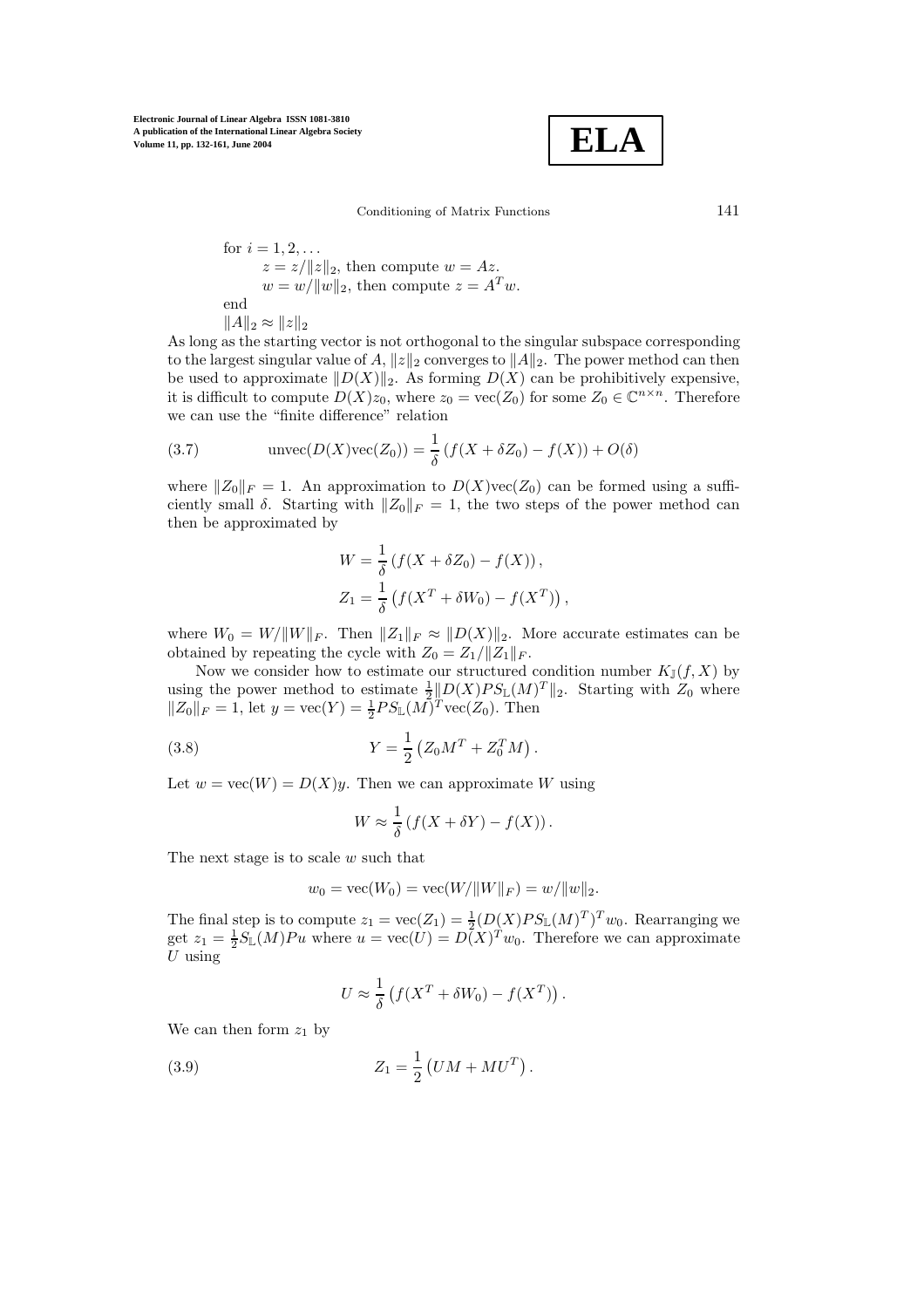for $i = 1, 2, \ldots$
  $z = z/\|z\|_2$, then compute $w = Az$.
  $w = w/\|w\|_2$, then compute $z = A^T w$.
end
$\|A\|_2 \approx \|z\|_2$

As long as the starting vector is not orthogonal to the singular subspace corresponding to the largest singular value of $A$, $\|z\|_2$ converges to $\|A\|_2$. The power method can then be used to approximate $\|D(X)\|_2$. As forming $D(X)$ can be prohibitively expensive, it is difficult to compute $D(X)z_0$, where $z_0 = \mathrm{vec}(Z_0)$ for some $Z_0 \in \mathbb{C}^{n\times n}$. Therefore we can use the "finite difference" relation

$$\mathrm{unvec}(D(X)\mathrm{vec}(Z_0)) = \frac{1}{\delta}\left(f(X+\delta Z_0) - f(X)\right) + O(\delta) \tag{3.7}$$

where $\|Z_0\|_F = 1$. An approximation to $D(X)\mathrm{vec}(Z_0)$ can be formed using a sufficiently small $\delta$. Starting with $\|Z_0\|_F = 1$, the two steps of the power method can then be approximated by

$$W = \frac{1}{\delta}\left(f(X+\delta Z_0) - f(X)\right),$$
$$Z_1 = \frac{1}{\delta}\left(f(X^T+\delta W_0) - f(X^T)\right),$$

where $W_0 = W/\|W\|_F$. Then $\|Z_1\|_F \approx \|D(X)\|_2$. More accurate estimates can be obtained by repeating the cycle with $Z_0 = Z_1/\|Z_1\|_F$.

Now we consider how to estimate our structured condition number $K_{\mathbb{J}}(f, X)$ by using the power method to estimate $\frac{1}{2}\|D(X)PS_{\mathbb{L}}(M)^T\|_2$. Starting with $Z_0$ where $\|Z_0\|_F = 1$, let $y = \mathrm{vec}(Y) = \frac{1}{2}PS_{\mathbb{L}}(M)^T\mathrm{vec}(Z_0)$. Then

$$Y = \frac{1}{2}\left(Z_0 M^T + Z_0^T M\right). \tag{3.8}$$

Let $w = \mathrm{vec}(W) = D(X)y$. Then we can approximate $W$ using

$$W \approx \frac{1}{\delta}\left(f(X+\delta Y) - f(X)\right).$$

The next stage is to scale $w$ such that

$$w_0 = \mathrm{vec}(W_0) = \mathrm{vec}(W/\|W\|_F) = w/\|w\|_2.$$

The final step is to compute $z_1 = \mathrm{vec}(Z_1) = \frac{1}{2}(D(X)PS_{\mathbb{L}}(M)^T)^T w_0$. Rearranging we get $z_1 = \frac{1}{2}S_{\mathbb{L}}(M)Pu$ where $u = \mathrm{vec}(U) = D(X)^T w_0$. Therefore we can approximate $U$ using

$$U \approx \frac{1}{\delta}\left(f(X^T+\delta W_0) - f(X^T)\right).$$

We can then form $z_1$ by

$$Z_1 = \frac{1}{2}\left(UM + MU^T\right). \tag{3.9}$$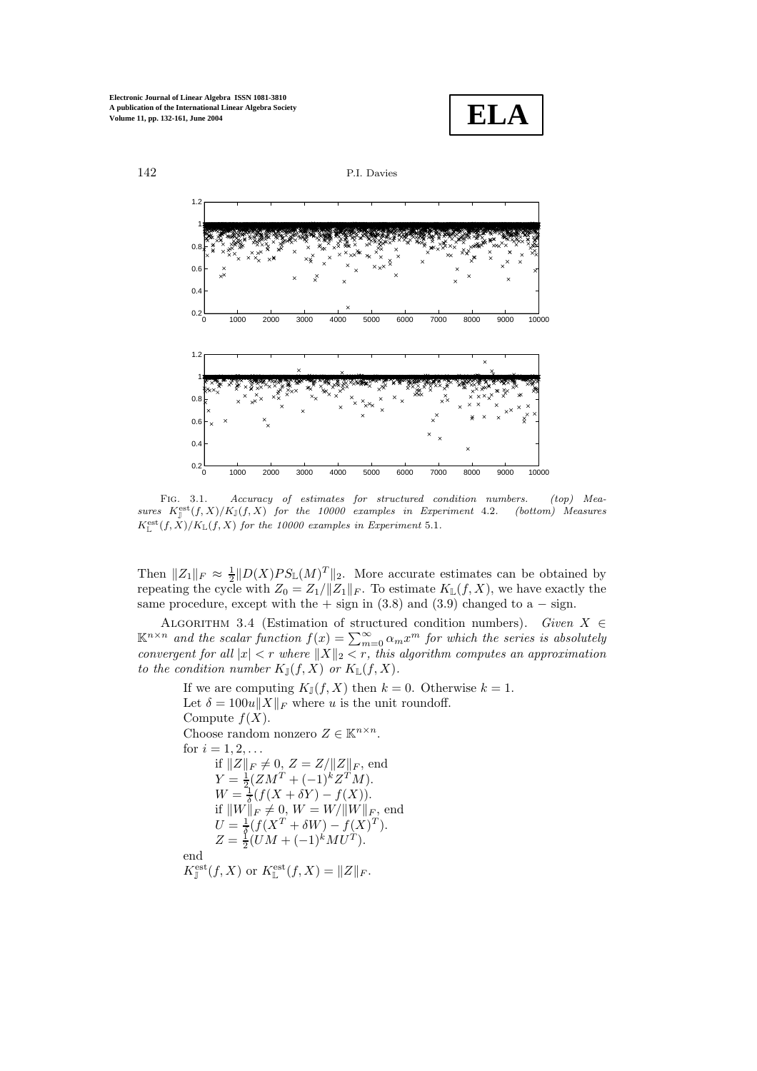Fig. 3.1. *Accuracy of estimates for structured condition numbers. (top) Measures $K_{\mathbb{J}}^{\mathrm{est}}(f,X)/K_{\mathbb{J}}(f,X)$ for the 10000 examples in Experiment* 4.2. *(bottom) Measures $K_{\mathbb{L}}^{\mathrm{est}}(f,X)/K_{\mathbb{L}}(f,X)$ for the 10000 examples in Experiment* 5.1.

Then $\|Z_1\|_F \approx \frac{1}{2}\|D(X)PS_{\mathbb{L}}(M)^T\|_2$. More accurate estimates can be obtained by repeating the cycle with $Z_0 = Z_1/\|Z_1\|_F$. To estimate $K_{\mathbb{L}}(f,X)$, we have exactly the same procedure, except with the + sign in (3.8) and (3.9) changed to a − sign.

Algorithm 3.4 (Estimation of structured condition numbers). *Given $X \in \mathbb{K}^{n\times n}$ and the scalar function $f(x) = \sum_{m=0}^{\infty}\alpha_m x^m$ for which the series is absolutely convergent for all $|x| < r$ where $\|X\|_2 < r$, this algorithm computes an approximation to the condition number $K_{\mathbb{J}}(f,X)$ or $K_{\mathbb{L}}(f,X)$.*

If we are computing $K_{\mathbb{J}}(f,X)$ then $k = 0$. Otherwise $k = 1$.
Let $\delta = 100u\|X\|_F$ where $u$ is the unit roundoff.
Compute $f(X)$.
Choose random nonzero $Z \in \mathbb{K}^{n\times n}$.
for $i = 1, 2, \ldots$
 if $\|Z\|_F \neq 0$, $Z = Z/\|Z\|_F$, end
 $Y = \frac{1}{2}(ZM^T + (-1)^k Z^T M)$.
 $W = \frac{1}{\delta}(f(X + \delta Y) - f(X))$.
 if $\|W\|_F \neq 0$, $W = W/\|W\|_F$, end
 $U = \frac{1}{\delta}(f(X^T + \delta W) - f(X)^T)$.
 $Z = \frac{1}{2}(UM + (-1)^k MU^T)$.
end
$K_{\mathbb{J}}^{\mathrm{est}}(f,X)$ or $K_{\mathbb{L}}^{\mathrm{est}}(f,X) = \|Z\|_F$.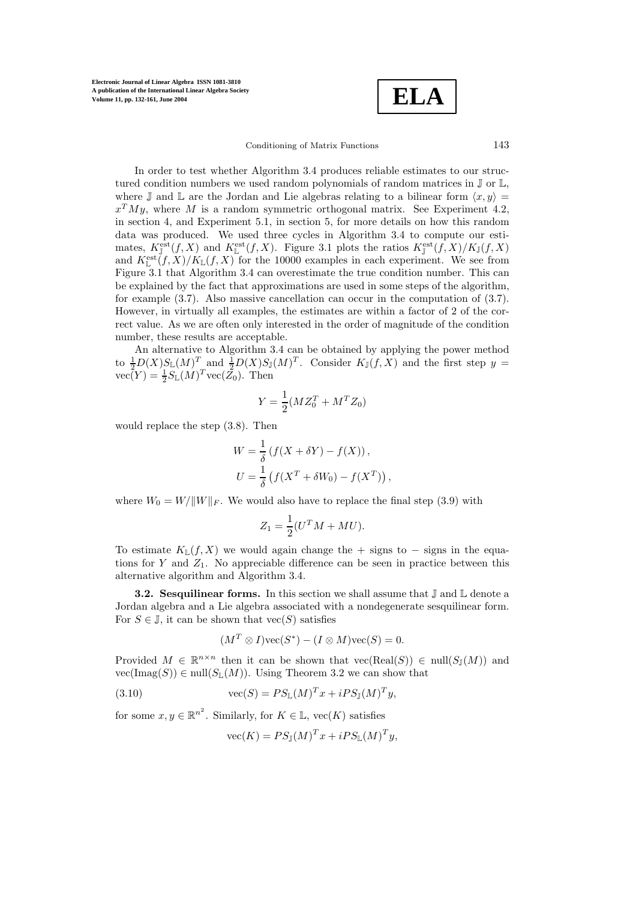In order to test whether Algorithm 3.4 produces reliable estimates to our structured condition numbers we used random polynomials of random matrices in $\mathbb{J}$ or $\mathbb{L}$, where $\mathbb{J}$ and $\mathbb{L}$ are the Jordan and Lie algebras relating to a bilinear form $\langle x, y\rangle = x^T My$, where $M$ is a random symmetric orthogonal matrix. See Experiment 4.2, in section 4, and Experiment 5.1, in section 5, for more details on how this random data was produced. We used three cycles in Algorithm 3.4 to compute our estimates, $K_{\mathbb{J}}^{\text{est}}(f, X)$ and $K_{\mathbb{L}}^{\text{est}}(f, X)$. Figure 3.1 plots the ratios $K_{\mathbb{J}}^{\text{est}}(f, X)/K_{\mathbb{J}}(f, X)$ and $K_{\mathbb{L}}^{\text{est}}(f, X)/K_{\mathbb{L}}(f, X)$ for the 10000 examples in each experiment. We see from Figure 3.1 that Algorithm 3.4 can overestimate the true condition number. This can be explained by the fact that approximations are used in some steps of the algorithm, for example (3.7). Also massive cancellation can occur in the computation of (3.7). However, in virtually all examples, the estimates are within a factor of 2 of the correct value. As we are often only interested in the order of magnitude of the condition number, these results are acceptable.

An alternative to Algorithm 3.4 can be obtained by applying the power method to $\frac{1}{2}D(X)S_{\mathbb{L}}(M)^T$ and $\frac{1}{2}D(X)S_{\mathbb{J}}(M)^T$. Consider $K_{\mathbb{J}}(f, X)$ and the first step $y = \text{vec}(Y) = \frac{1}{2}S_{\mathbb{L}}(M)^T\text{vec}(Z_0)$. Then

$$Y = \frac{1}{2}(MZ_0^T + M^T Z_0)$$

would replace the step (3.8). Then

$$W = \frac{1}{\delta}\left(f(X + \delta Y) - f(X)\right),$$
$$U = \frac{1}{\delta}\left(f(X^T + \delta W_0) - f(X^T)\right),$$

where $W_0 = W/\|W\|_F$. We would also have to replace the final step (3.9) with

$$Z_1 = \frac{1}{2}(U^T M + MU).$$

To estimate $K_{\mathbb{L}}(f, X)$ we would again change the $+$ signs to $-$ signs in the equations for $Y$ and $Z_1$. No appreciable difference can be seen in practice between this alternative algorithm and Algorithm 3.4.

**3.2. Sesquilinear forms.** In this section we shall assume that $\mathbb{J}$ and $\mathbb{L}$ denote a Jordan algebra and a Lie algebra associated with a nondegenerate sesquilinear form. For $S \in \mathbb{J}$, it can be shown that $\text{vec}(S)$ satisfies

$$(M^T \otimes I)\text{vec}(S^*) - (I \otimes M)\text{vec}(S) = 0.$$

Provided $M \in \mathbb{R}^{n\times n}$ then it can be shown that $\text{vec}(\text{Real}(S)) \in \text{null}(S_{\mathbb{J}}(M))$ and $\text{vec}(\text{Imag}(S)) \in \text{null}(S_{\mathbb{L}}(M))$. Using Theorem 3.2 we can show that

$$\text{vec}(S) = PS_{\mathbb{L}}(M)^T x + iPS_{\mathbb{J}}(M)^T y, \tag{3.10}$$

for some $x, y \in \mathbb{R}^{n^2}$. Similarly, for $K \in \mathbb{L}$, $\text{vec}(K)$ satisfies

$$\text{vec}(K) = PS_{\mathbb{J}}(M)^T x + iPS_{\mathbb{L}}(M)^T y,$$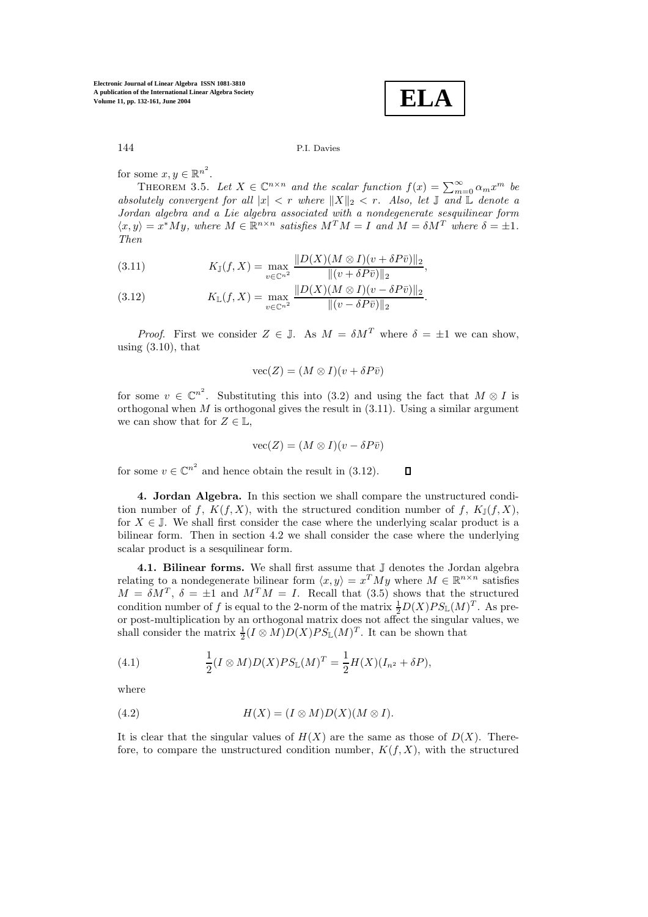for some $x, y \in \mathbb{R}^{n^2}$.

THEOREM 3.5. *Let $X \in \mathbb{C}^{n\times n}$ and the scalar function $f(x) = \sum_{m=0}^{\infty} \alpha_m x^m$ be absolutely convergent for all $|x| < r$ where $\|X\|_2 < r$. Also, let $\mathbb{J}$ and $\mathbb{L}$ denote a Jordan algebra and a Lie algebra associated with a nondegenerate sesquilinear form $\langle x, y\rangle = x^* M y$, where $M \in \mathbb{R}^{n\times n}$ satisfies $M^T M = I$ and $M = \delta M^T$ where $\delta = \pm 1$. Then*

$$K_{\mathbb{J}}(f, X) = \max_{v\in\mathbb{C}^{n^2}} \frac{\|D(X)(M \otimes I)(v + \delta P\bar{v})\|_2}{\|(v + \delta P\bar{v})\|_2}, \tag{3.11}$$

$$K_{\mathbb{L}}(f, X) = \max_{v\in\mathbb{C}^{n^2}} \frac{\|D(X)(M \otimes I)(v - \delta P\bar{v})\|_2}{\|(v - \delta P\bar{v})\|_2}. \tag{3.12}$$

*Proof.* First we consider $Z \in \mathbb{J}$. As $M = \delta M^T$ where $\delta = \pm 1$ we can show, using (3.10), that

$$\mathrm{vec}(Z) = (M \otimes I)(v + \delta P\bar{v})$$

for some $v \in \mathbb{C}^{n^2}$. Substituting this into (3.2) and using the fact that $M \otimes I$ is orthogonal when $M$ is orthogonal gives the result in (3.11). Using a similar argument we can show that for $Z \in \mathbb{L}$,

$$\mathrm{vec}(Z) = (M \otimes I)(v - \delta P\bar{v})$$

for some $v \in \mathbb{C}^{n^2}$ and hence obtain the result in (3.12). ∎

## 4. Jordan Algebra.

In this section we shall compare the unstructured condition number of $f$, $K(f, X)$, with the structured condition number of $f$, $K_{\mathbb{J}}(f, X)$, for $X \in \mathbb{J}$. We shall first consider the case where the underlying scalar product is a bilinear form. Then in section 4.2 we shall consider the case where the underlying scalar product is a sesquilinear form.

### 4.1. Bilinear forms.

We shall first assume that $\mathbb{J}$ denotes the Jordan algebra relating to a nondegenerate bilinear form $\langle x, y\rangle = x^T M y$ where $M \in \mathbb{R}^{n\times n}$ satisfies $M = \delta M^T$, $\delta = \pm 1$ and $M^T M = I$. Recall that (3.5) shows that the structured condition number of $f$ is equal to the 2-norm of the matrix $\frac{1}{2}D(X)PS_{\mathbb{L}}(M)^T$. As pre- or post-multiplication by an orthogonal matrix does not affect the singular values, we shall consider the matrix $\frac{1}{2}(I \otimes M)D(X)PS_{\mathbb{L}}(M)^T$. It can be shown that

$$\frac{1}{2}(I \otimes M)D(X)PS_{\mathbb{L}}(M)^T = \frac{1}{2}H(X)(I_{n^2} + \delta P), \tag{4.1}$$

where

$$H(X) = (I \otimes M)D(X)(M \otimes I). \tag{4.2}$$

It is clear that the singular values of $H(X)$ are the same as those of $D(X)$. Therefore, to compare the unstructured condition number, $K(f, X)$, with the structured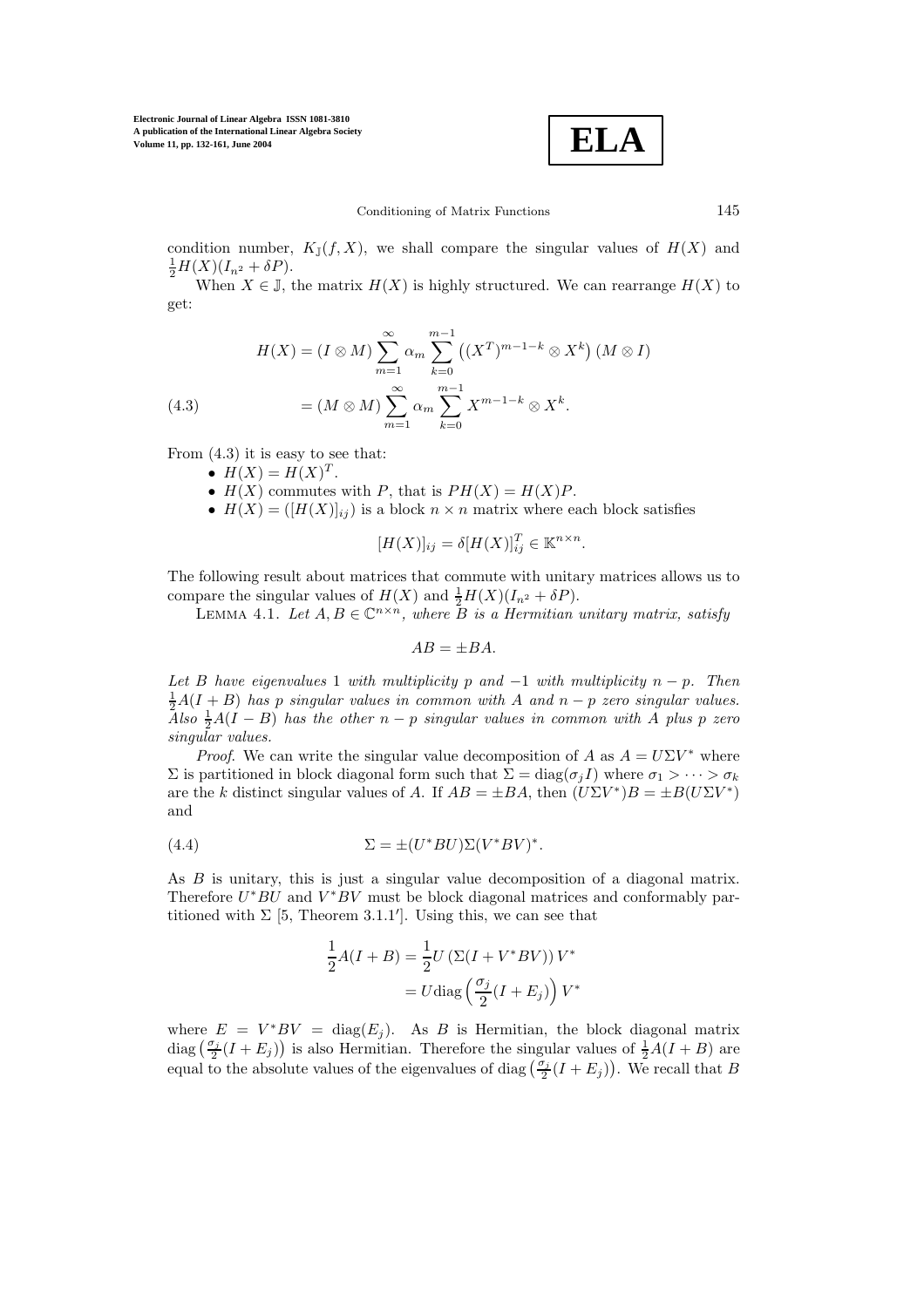condition number, $K_{\mathbb{J}}(f,X)$, we shall compare the singular values of $H(X)$ and $\frac{1}{2}H(X)(I_{n^2}+\delta P)$.

When $X \in \mathbb{J}$, the matrix $H(X)$ is highly structured. We can rearrange $H(X)$ to get:

$$
\begin{aligned}
H(X) &= (I\otimes M)\sum_{m=1}^{\infty}\alpha_m\sum_{k=0}^{m-1}\left((X^T)^{m-1-k}\otimes X^k\right)(M\otimes I)\\
&= (M\otimes M)\sum_{m=1}^{\infty}\alpha_m\sum_{k=0}^{m-1}X^{m-1-k}\otimes X^k. \qquad (4.3)
\end{aligned}
$$

From (4.3) it is easy to see that:

- $H(X) = H(X)^T$.
- $H(X)$ commutes with $P$, that is $PH(X) = H(X)P$.
- $H(X) = ([H(X)]_{ij})$ is a block $n\times n$ matrix where each block satisfies

$$[H(X)]_{ij} = \delta[H(X)]_{ij}^T \in \mathbb{K}^{n\times n}.$$

The following result about matrices that commute with unitary matrices allows us to compare the singular values of $H(X)$ and $\frac{1}{2}H(X)(I_{n^2}+\delta P)$.

Lemma 4.1. *Let $A, B \in \mathbb{C}^{n\times n}$, where $B$ is a Hermitian unitary matrix, satisfy*

$$AB = \pm BA.$$

*Let $B$ have eigenvalues $1$ with multiplicity $p$ and $-1$ with multiplicity $n-p$. Then $\frac{1}{2}A(I+B)$ has $p$ singular values in common with $A$ and $n-p$ zero singular values. Also $\frac{1}{2}A(I-B)$ has the other $n-p$ singular values in common with $A$ plus $p$ zero singular values.*

*Proof.* We can write the singular value decomposition of $A$ as $A = U\Sigma V^*$ where $\Sigma$ is partitioned in block diagonal form such that $\Sigma = \operatorname{diag}(\sigma_j I)$ where $\sigma_1 > \cdots > \sigma_k$ are the $k$ distinct singular values of $A$. If $AB = \pm BA$, then $(U\Sigma V^*)B = \pm B(U\Sigma V^*)$ and

$$\Sigma = \pm(U^*BU)\Sigma(V^*BV)^*. \qquad (4.4)$$

As $B$ is unitary, this is just a singular value decomposition of a diagonal matrix. Therefore $U^*BU$ and $V^*BV$ must be block diagonal matrices and conformably partitioned with $\Sigma$ [5, Theorem 3.1.1′]. Using this, we can see that

$$
\begin{aligned}
\frac{1}{2}A(I+B) &= \frac{1}{2}U\left(\Sigma(I+V^*BV)\right)V^*\\
&= U\operatorname{diag}\left(\frac{\sigma_j}{2}(I+E_j)\right)V^*
\end{aligned}
$$

where $E = V^*BV = \operatorname{diag}(E_j)$. As $B$ is Hermitian, the block diagonal matrix $\operatorname{diag}\left(\frac{\sigma_j}{2}(I+E_j)\right)$ is also Hermitian. Therefore the singular values of $\frac{1}{2}A(I+B)$ are equal to the absolute values of the eigenvalues of $\operatorname{diag}\left(\frac{\sigma_j}{2}(I+E_j)\right)$. We recall that $B$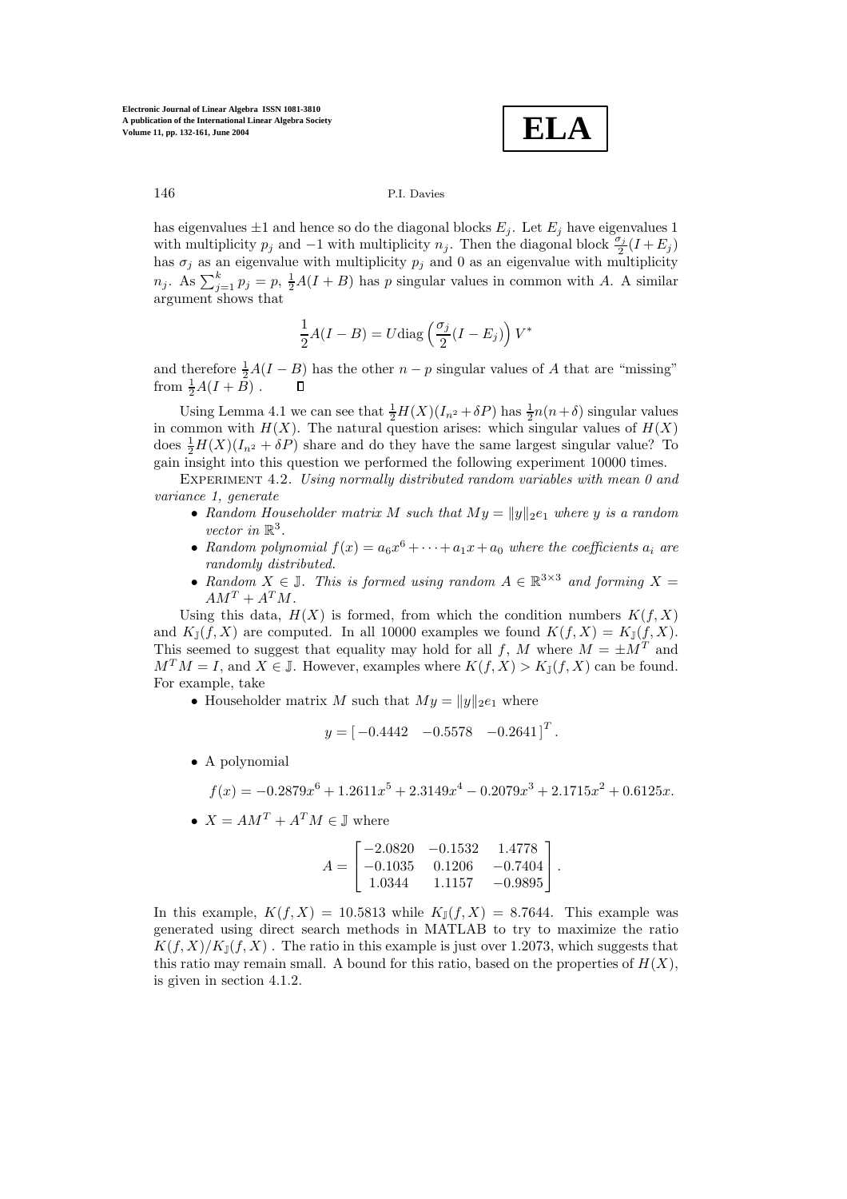has eigenvalues $\pm 1$ and hence so do the diagonal blocks $E_j$. Let $E_j$ have eigenvalues 1 with multiplicity $p_j$ and $-1$ with multiplicity $n_j$. Then the diagonal block $\frac{\sigma_j}{2}(I+E_j)$ has $\sigma_j$ as an eigenvalue with multiplicity $p_j$ and 0 as an eigenvalue with multiplicity $n_j$. As $\sum_{j=1}^{k} p_j = p$, $\frac{1}{2}A(I+B)$ has $p$ singular values in common with $A$. A similar argument shows that

$$\frac{1}{2}A(I-B) = U\mathrm{diag}\left(\frac{\sigma_j}{2}(I-E_j)\right)V^*$$

and therefore $\frac{1}{2}A(I-B)$ has the other $n-p$ singular values of $A$ that are "missing" from $\frac{1}{2}A(I+B)$ . ◻

Using Lemma 4.1 we can see that $\frac{1}{2}H(X)(I_{n^2}+\delta P)$ has $\frac{1}{2}n(n+\delta)$ singular values in common with $H(X)$. The natural question arises: which singular values of $H(X)$ does $\frac{1}{2}H(X)(I_{n^2}+\delta P)$ share and do they have the same largest singular value? To gain insight into this question we performed the following experiment 10000 times.

Experiment 4.2. *Using normally distributed random variables with mean 0 and variance 1, generate*

- *Random Householder matrix $M$ such that $My = \|y\|_2 e_1$ where $y$ is a random vector in $\mathbb{R}^3$.*
- *Random polynomial $f(x) = a_6x^6 + \cdots + a_1x + a_0$ where the coefficients $a_i$ are randomly distributed.*
- *Random $X \in \mathbb{J}$. This is formed using random $A \in \mathbb{R}^{3\times 3}$ and forming $X = AM^T + A^TM$.*

Using this data, $H(X)$ is formed, from which the condition numbers $K(f,X)$ and $K_{\mathbb{J}}(f,X)$ are computed. In all 10000 examples we found $K(f,X) = K_{\mathbb{J}}(f,X)$. This seemed to suggest that equality may hold for all $f$, $M$ where $M = \pm M^T$ and $M^TM = I$, and $X \in \mathbb{J}$. However, examples where $K(f,X) > K_{\mathbb{J}}(f,X)$ can be found. For example, take

- Householder matrix $M$ such that $My = \|y\|_2 e_1$ where

$$y = \begin{bmatrix} -0.4442 & -0.5578 & -0.2641 \end{bmatrix}^T.$$

- A polynomial

$$f(x) = -0.2879x^6 + 1.2611x^5 + 2.3149x^4 - 0.2079x^3 + 2.1715x^2 + 0.6125x.$$

- $X = AM^T + A^TM \in \mathbb{J}$ where

$$A = \begin{bmatrix} -2.0820 & -0.1532 & 1.4778 \\ -0.1035 & 0.1206 & -0.7404 \\ 1.0344 & 1.1157 & -0.9895 \end{bmatrix}.$$

In this example, $K(f,X) = 10.5813$ while $K_{\mathbb{J}}(f,X) = 8.7644$. This example was generated using direct search methods in MATLAB to try to maximize the ratio $K(f,X)/K_{\mathbb{J}}(f,X)$ . The ratio in this example is just over 1.2073, which suggests that this ratio may remain small. A bound for this ratio, based on the properties of $H(X)$, is given in section 4.1.2.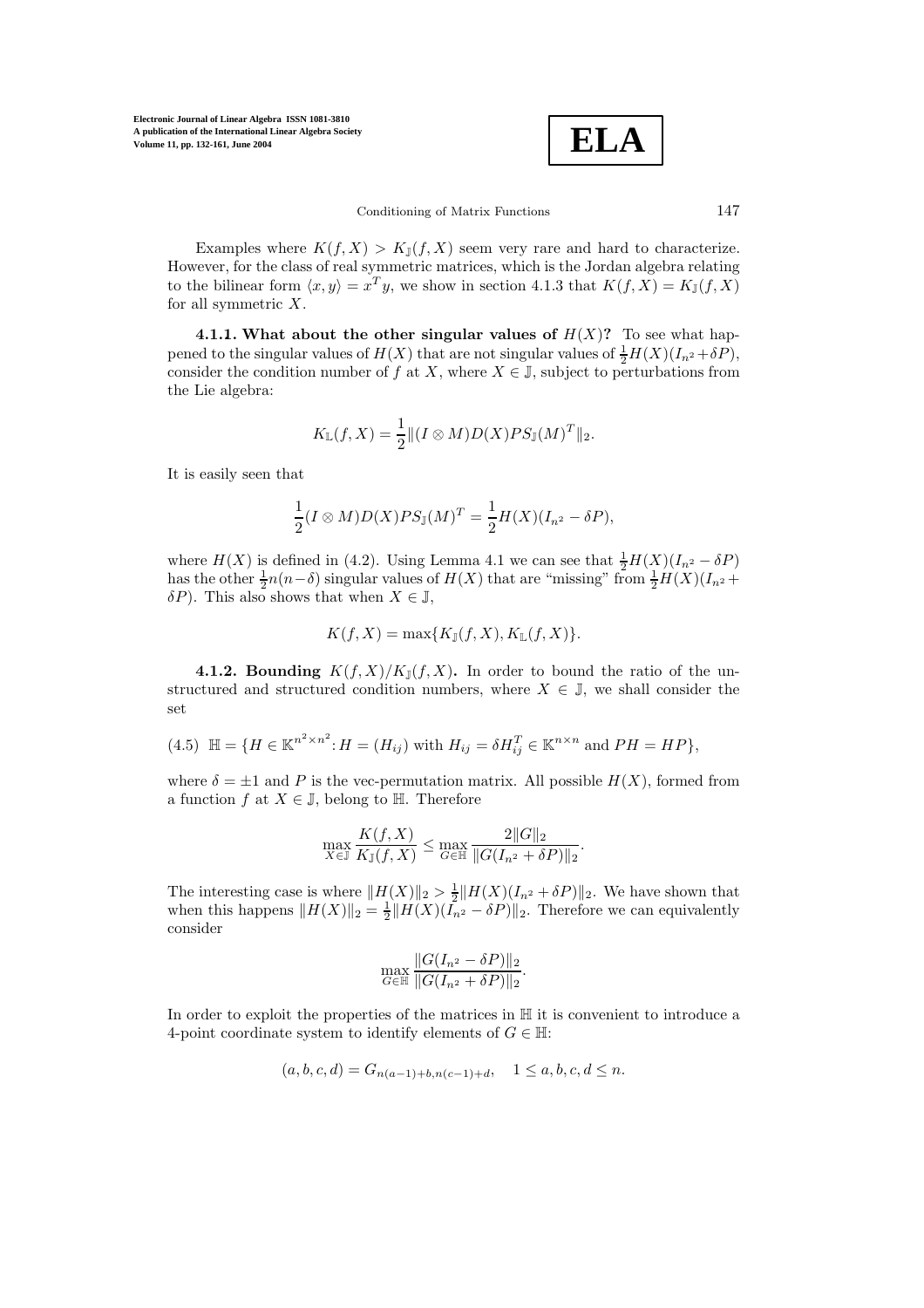Examples where $K(f, X) > K_{\mathbb{J}}(f, X)$ seem very rare and hard to characterize. However, for the class of real symmetric matrices, which is the Jordan algebra relating to the bilinear form $\langle x, y \rangle = x^T y$, we show in section 4.1.3 that $K(f, X) = K_{\mathbb{J}}(f, X)$ for all symmetric $X$.

**4.1.1. What about the other singular values of $H(X)$?** To see what happened to the singular values of $H(X)$ that are not singular values of $\frac{1}{2}H(X)(I_{n^2}+\delta P)$, consider the condition number of $f$ at $X$, where $X \in \mathbb{J}$, subject to perturbations from the Lie algebra:

$$K_{\mathbb{L}}(f, X) = \frac{1}{2}\|(I \otimes M)D(X)PS_{\mathbb{J}}(M)^T\|_2.$$

It is easily seen that

$$\frac{1}{2}(I \otimes M)D(X)PS_{\mathbb{J}}(M)^T = \frac{1}{2}H(X)(I_{n^2} - \delta P),$$

where $H(X)$ is defined in (4.2). Using Lemma 4.1 we can see that $\frac{1}{2}H(X)(I_{n^2} - \delta P)$ has the other $\frac{1}{2}n(n-\delta)$ singular values of $H(X)$ that are "missing" from $\frac{1}{2}H(X)(I_{n^2} + \delta P)$. This also shows that when $X \in \mathbb{J}$,

$$K(f, X) = \max\{K_{\mathbb{J}}(f, X), K_{\mathbb{L}}(f, X)\}.$$

**4.1.2. Bounding $K(f, X)/K_{\mathbb{J}}(f, X)$.** In order to bound the ratio of the unstructured and structured condition numbers, where $X \in \mathbb{J}$, we shall consider the set

$$\mathbb{H} = \{H \in \mathbb{K}^{n^2 \times n^2} : H = (H_{ij}) \text{ with } H_{ij} = \delta H_{ij}^T \in \mathbb{K}^{n \times n} \text{ and } PH = HP\}, \tag{4.5}$$

where $\delta = \pm 1$ and $P$ is the vec-permutation matrix. All possible $H(X)$, formed from a function $f$ at $X \in \mathbb{J}$, belong to $\mathbb{H}$. Therefore

$$\max_{X \in \mathbb{J}} \frac{K(f, X)}{K_{\mathbb{J}}(f, X)} \le \max_{G \in \mathbb{H}} \frac{2\|G\|_2}{\|G(I_{n^2} + \delta P)\|_2}.$$

The interesting case is where $\|H(X)\|_2 > \frac{1}{2}\|H(X)(I_{n^2} + \delta P)\|_2$. We have shown that when this happens $\|H(X)\|_2 = \frac{1}{2}\|H(X)(I_{n^2} - \delta P)\|_2$. Therefore we can equivalently consider

$$\max_{G \in \mathbb{H}} \frac{\|G(I_{n^2} - \delta P)\|_2}{\|G(I_{n^2} + \delta P)\|_2}.$$

In order to exploit the properties of the matrices in $\mathbb{H}$ it is convenient to introduce a 4-point coordinate system to identify elements of $G \in \mathbb{H}$:

$$(a, b, c, d) = G_{n(a-1)+b, n(c-1)+d}, \quad 1 \le a, b, c, d \le n.$$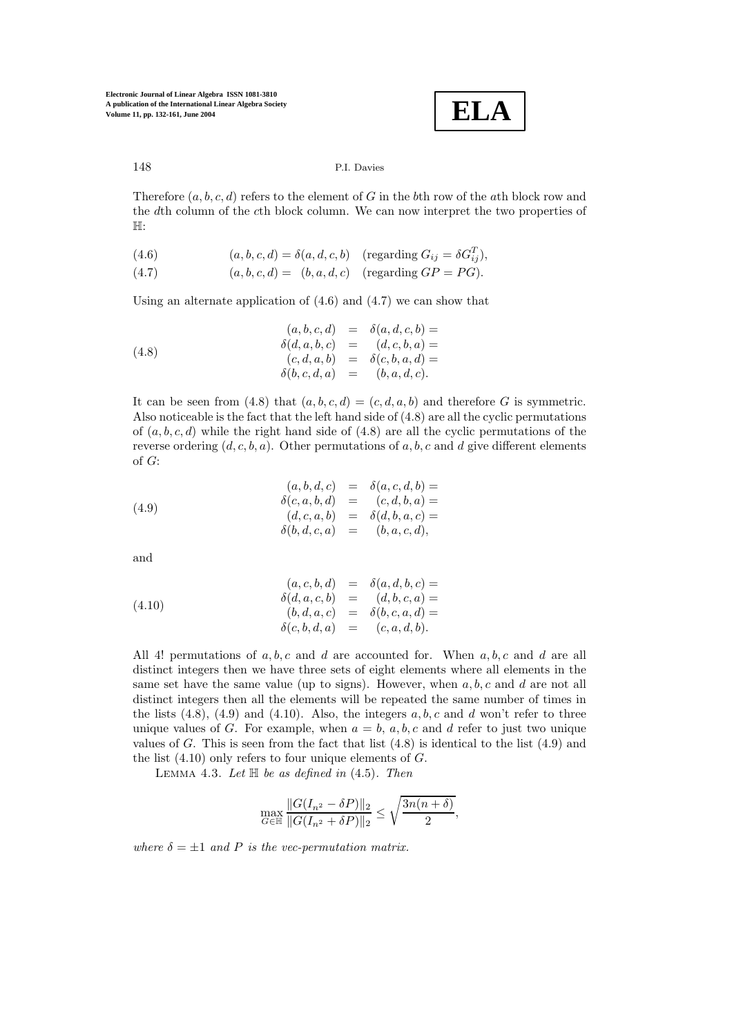Therefore $(a, b, c, d)$ refers to the element of $G$ in the $b$th row of the $a$th block row and the $d$th column of the $c$th block column. We can now interpret the two properties of $\mathbb{H}$:

$$(a, b, c, d) = \delta(a, d, c, b) \quad \text{(regarding } G_{ij} = \delta G_{ij}^T\text{)}, \tag{4.6}$$

$$(a, b, c, d) = (b, a, d, c) \quad \text{(regarding } GP = PG\text{)}. \tag{4.7}$$

Using an alternate application of (4.6) and (4.7) we can show that

$$\begin{array}{rcl} (a, b, c, d) & = & \delta(a, d, c, b) = \\ \delta(d, a, b, c) & = & (d, c, b, a) = \\ (c, d, a, b) & = & \delta(c, b, a, d) = \\ \delta(b, c, d, a) & = & (b, a, d, c). \end{array} \tag{4.8}$$

It can be seen from (4.8) that $(a, b, c, d) = (c, d, a, b)$ and therefore $G$ is symmetric. Also noticeable is the fact that the left hand side of (4.8) are all the cyclic permutations of $(a, b, c, d)$ while the right hand side of (4.8) are all the cyclic permutations of the reverse ordering $(d, c, b, a)$. Other permutations of $a, b, c$ and $d$ give different elements of $G$:

$$\begin{array}{rcl} (a, b, d, c) & = & \delta(a, c, d, b) = \\ \delta(c, a, b, d) & = & (c, d, b, a) = \\ (d, c, a, b) & = & \delta(d, b, a, c) = \\ \delta(b, d, c, a) & = & (b, a, c, d), \end{array} \tag{4.9}$$

and

$$\begin{array}{rcl} (a, c, b, d) & = & \delta(a, d, b, c) = \\ \delta(d, a, c, b) & = & (d, b, c, a) = \\ (b, d, a, c) & = & \delta(b, c, a, d) = \\ \delta(c, b, d, a) & = & (c, a, d, b). \end{array} \tag{4.10}$$

All 4! permutations of $a, b, c$ and $d$ are accounted for. When $a, b, c$ and $d$ are all distinct integers then we have three sets of eight elements where all elements in the same set have the same value (up to signs). However, when $a, b, c$ and $d$ are not all distinct integers then all the elements will be repeated the same number of times in the lists (4.8), (4.9) and (4.10). Also, the integers $a, b, c$ and $d$ won't refer to three unique values of $G$. For example, when $a = b$, $a, b, c$ and $d$ refer to just two unique values of $G$. This is seen from the fact that list (4.8) is identical to the list (4.9) and the list (4.10) only refers to four unique elements of $G$.

Lemma 4.3. *Let $\mathbb{H}$ be as defined in* (4.5)*. Then*

$$\max_{G \in \mathbb{H}} \frac{\|G(I_{n^2} - \delta P)\|_2}{\|G(I_{n^2} + \delta P)\|_2} \leq \sqrt{\frac{3n(n + \delta)}{2}},$$

*where $\delta = \pm 1$ and $P$ is the vec-permutation matrix.*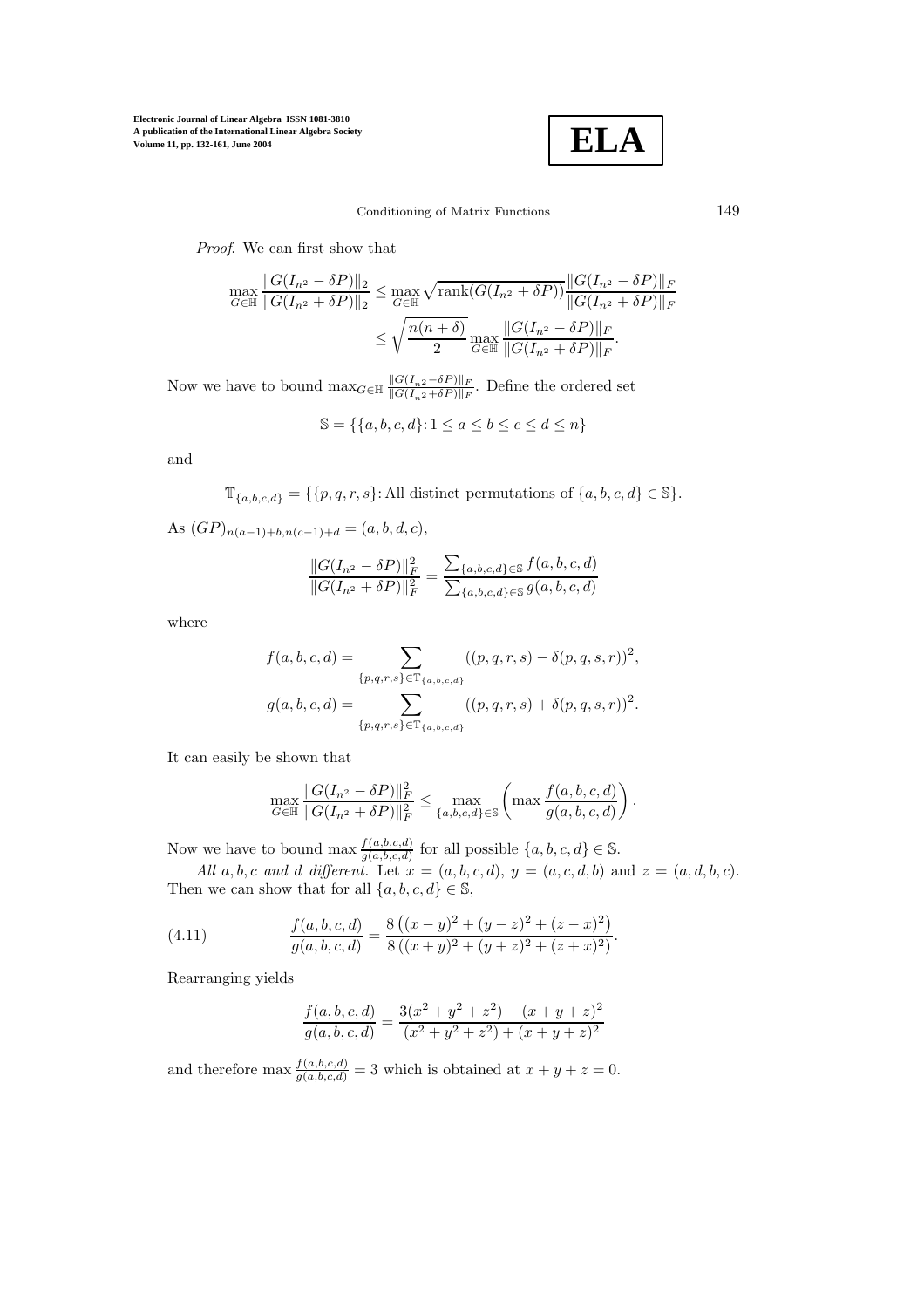*Proof*. We can first show that

$$\max_{G\in\mathbb{H}} \frac{\|G(I_{n^2}-\delta P)\|_2}{\|G(I_{n^2}+\delta P)\|_2} \le \max_{G\in\mathbb{H}} \sqrt{\operatorname{rank}(G(I_{n^2}+\delta P))}\frac{\|G(I_{n^2}-\delta P)\|_F}{\|G(I_{n^2}+\delta P)\|_F}$$

$$\le \sqrt{\frac{n(n+\delta)}{2}} \max_{G\in\mathbb{H}} \frac{\|G(I_{n^2}-\delta P)\|_F}{\|G(I_{n^2}+\delta P)\|_F}.$$

Now we have to bound $\max_{G\in\mathbb{H}} \frac{\|G(I_{n^2}-\delta P)\|_F}{\|G(I_{n^2}+\delta P)\|_F}$. Define the ordered set

$$\mathbb{S} = \{\{a,b,c,d\} \colon 1 \le a \le b \le c \le d \le n\}$$

and

$$\mathbb{T}_{\{a,b,c,d\}} = \{\{p,q,r,s\} \colon \text{All distinct permutations of } \{a,b,c,d\} \in \mathbb{S}\}.$$

As $(GP)_{n(a-1)+b,n(c-1)+d} = (a,b,d,c)$,

$$\frac{\|G(I_{n^2}-\delta P)\|_F^2}{\|G(I_{n^2}+\delta P)\|_F^2} = \frac{\sum_{\{a,b,c,d\}\in\mathbb{S}} f(a,b,c,d)}{\sum_{\{a,b,c,d\}\in\mathbb{S}} g(a,b,c,d)}$$

where

$$f(a,b,c,d) = \sum_{\{p,q,r,s\}\in\mathbb{T}_{\{a,b,c,d\}}} ((p,q,r,s) - \delta(p,q,s,r))^2,$$

$$g(a,b,c,d) = \sum_{\{p,q,r,s\}\in\mathbb{T}_{\{a,b,c,d\}}} ((p,q,r,s) + \delta(p,q,s,r))^2.$$

It can easily be shown that

$$\max_{G\in\mathbb{H}} \frac{\|G(I_{n^2}-\delta P)\|_F^2}{\|G(I_{n^2}+\delta P)\|_F^2} \le \max_{\{a,b,c,d\}\in\mathbb{S}} \left( \max \frac{f(a,b,c,d)}{g(a,b,c,d)} \right).$$

Now we have to bound $\max \frac{f(a,b,c,d)}{g(a,b,c,d)}$ for all possible $\{a,b,c,d\} \in \mathbb{S}$.

*All $a, b, c$ and $d$ different.* Let $x = (a,b,c,d)$, $y = (a,c,d,b)$ and $z = (a,d,b,c)$. Then we can show that for all $\{a,b,c,d\} \in \mathbb{S}$,

$$\frac{f(a,b,c,d)}{g(a,b,c,d)} = \frac{8\left((x-y)^2 + (y-z)^2 + (z-x)^2\right)}{8\left((x+y)^2 + (y+z)^2 + (z+x)^2\right)}. \tag{4.11}$$

Rearranging yields

$$\frac{f(a,b,c,d)}{g(a,b,c,d)} = \frac{3(x^2+y^2+z^2) - (x+y+z)^2}{(x^2+y^2+z^2) + (x+y+z)^2}$$

and therefore $\max \frac{f(a,b,c,d)}{g(a,b,c,d)} = 3$ which is obtained at $x + y + z = 0$.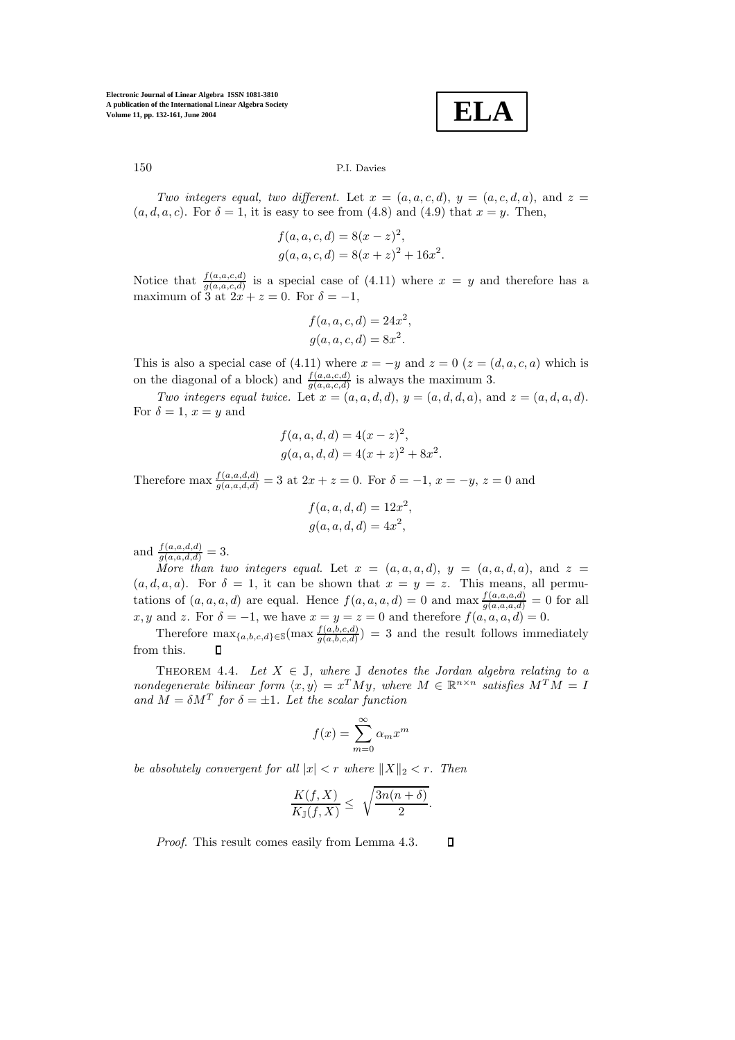*Two integers equal, two different.* Let $x = (a, a, c, d)$, $y = (a, c, d, a)$, and $z = (a, d, a, c)$. For $\delta = 1$, it is easy to see from (4.8) and (4.9) that $x = y$. Then,

$$f(a, a, c, d) = 8(x - z)^2,$$
$$g(a, a, c, d) = 8(x + z)^2 + 16x^2.$$

Notice that $\frac{f(a,a,c,d)}{g(a,a,c,d)}$ is a special case of (4.11) where $x = y$ and therefore has a maximum of 3 at $2x + z = 0$. For $\delta = -1$,

$$f(a, a, c, d) = 24x^2,$$
$$g(a, a, c, d) = 8x^2.$$

This is also a special case of (4.11) where $x = -y$ and $z = 0$ ($z = (d, a, c, a)$ which is on the diagonal of a block) and $\frac{f(a,a,c,d)}{g(a,a,c,d)}$ is always the maximum 3.

*Two integers equal twice.* Let $x = (a, a, d, d)$, $y = (a, d, d, a)$, and $z = (a, d, a, d)$. For $\delta = 1$, $x = y$ and

$$f(a, a, d, d) = 4(x - z)^2,$$
$$g(a, a, d, d) = 4(x + z)^2 + 8x^2.$$

Therefore $\max \frac{f(a,a,d,d)}{g(a,a,d,d)} = 3$ at $2x + z = 0$. For $\delta = -1$, $x = -y$, $z = 0$ and

$$f(a, a, d, d) = 12x^2,$$
$$g(a, a, d, d) = 4x^2,$$

and $\frac{f(a,a,d,d)}{g(a,a,d,d)} = 3$.

*More than two integers equal.* Let $x = (a, a, a, d)$, $y = (a, a, d, a)$, and $z = (a, d, a, a)$. For $\delta = 1$, it can be shown that $x = y = z$. This means, all permutations of $(a, a, a, d)$ are equal. Hence $f(a, a, a, d) = 0$ and $\max \frac{f(a,a,a,d)}{g(a,a,a,d)} = 0$ for all $x, y$ and $z$. For $\delta = -1$, we have $x = y = z = 0$ and therefore $f(a, a, a, d) = 0$.

Therefore $\max_{\{a,b,c,d\} \in \mathbb{S}} (\max \frac{f(a,b,c,d)}{g(a,b,c,d)}) = 3$ and the result follows immediately from this. $\square$

THEOREM 4.4. *Let $X \in \mathbb{J}$, where $\mathbb{J}$ denotes the Jordan algebra relating to a nondegenerate bilinear form $\langle x, y \rangle = x^T M y$, where $M \in \mathbb{R}^{n \times n}$ satisfies $M^T M = I$ and $M = \delta M^T$ for $\delta = \pm 1$. Let the scalar function*

$$f(x) = \sum_{m=0}^{\infty} \alpha_m x^m$$

*be absolutely convergent for all $|x| < r$ where $\|X\|_2 < r$. Then*

$$\frac{K(f, X)}{K_{\mathbb{J}}(f, X)} \leq \sqrt{\frac{3n(n + \delta)}{2}}.$$

*Proof.* This result comes easily from Lemma 4.3. $\square$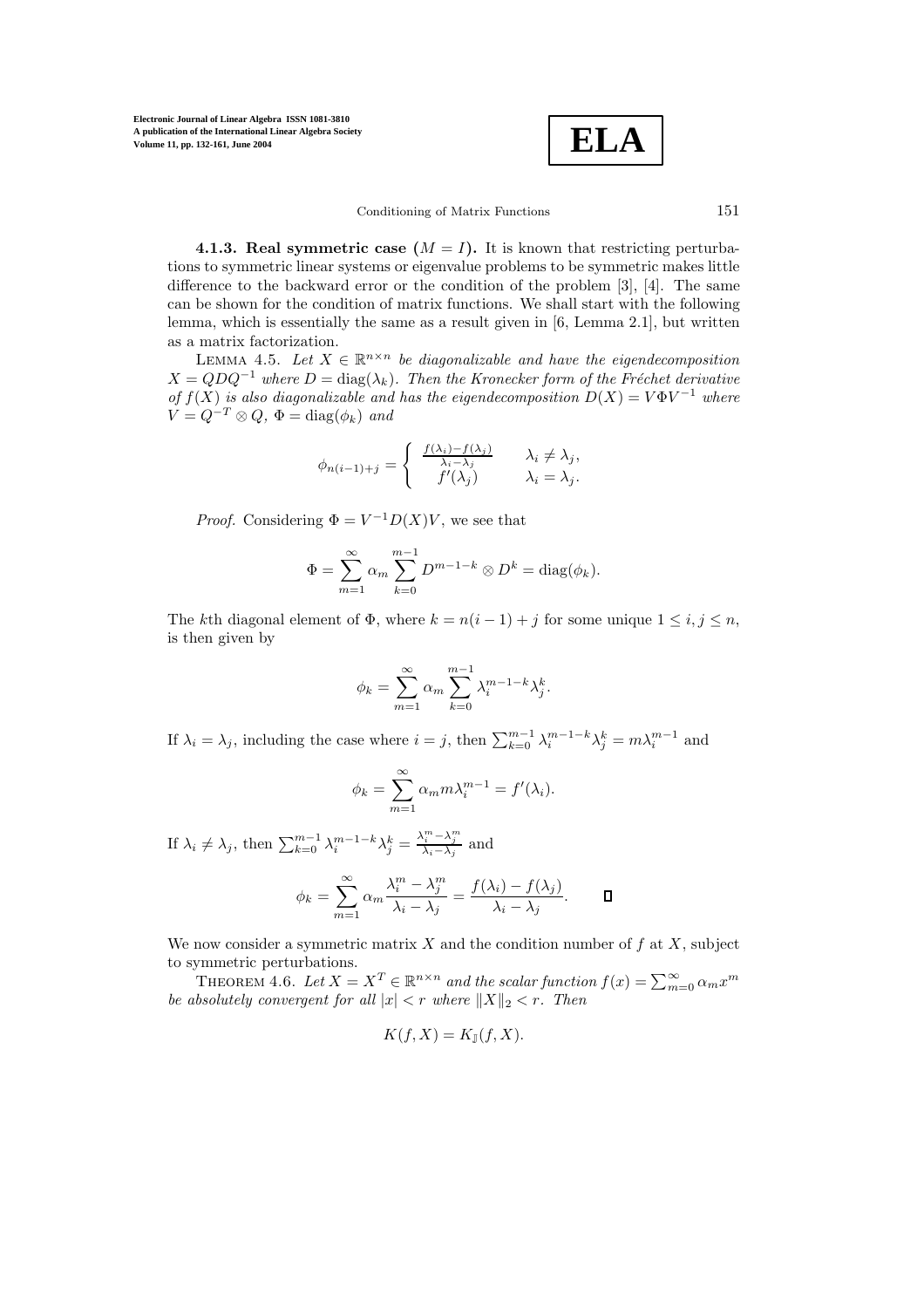**4.1.3. Real symmetric case ($M = I$).** It is known that restricting perturbations to symmetric linear systems or eigenvalue problems to be symmetric makes little difference to the backward error or the condition of the problem [3], [4]. The same can be shown for the condition of matrix functions. We shall start with the following lemma, which is essentially the same as a result given in [6, Lemma 2.1], but written as a matrix factorization.

LEMMA 4.5. *Let $X \in \mathbb{R}^{n\times n}$ be diagonalizable and have the eigendecomposition $X = QDQ^{-1}$ where $D = \mathrm{diag}(\lambda_k)$. Then the Kronecker form of the Fréchet derivative of $f(X)$ is also diagonalizable and has the eigendecomposition $D(X) = V\Phi V^{-1}$ where $V = Q^{-T} \otimes Q$, $\Phi = \mathrm{diag}(\phi_k)$ and*

$$\phi_{n(i-1)+j} = \begin{cases} \frac{f(\lambda_i)-f(\lambda_j)}{\lambda_i-\lambda_j} & \lambda_i \neq \lambda_j, \\ f'(\lambda_j) & \lambda_i = \lambda_j. \end{cases}$$

*Proof.* Considering $\Phi = V^{-1}D(X)V$, we see that

$$\Phi = \sum_{m=1}^{\infty} \alpha_m \sum_{k=0}^{m-1} D^{m-1-k} \otimes D^k = \mathrm{diag}(\phi_k).$$

The $k$th diagonal element of $\Phi$, where $k = n(i-1) + j$ for some unique $1 \le i, j \le n$, is then given by

$$\phi_k = \sum_{m=1}^{\infty} \alpha_m \sum_{k=0}^{m-1} \lambda_i^{m-1-k} \lambda_j^k.$$

If $\lambda_i = \lambda_j$, including the case where $i = j$, then $\sum_{k=0}^{m-1} \lambda_i^{m-1-k}\lambda_j^k = m\lambda_i^{m-1}$ and

$$\phi_k = \sum_{m=1}^{\infty} \alpha_m m \lambda_i^{m-1} = f'(\lambda_i).$$

If $\lambda_i \neq \lambda_j$, then $\sum_{k=0}^{m-1} \lambda_i^{m-1-k}\lambda_j^k = \frac{\lambda_i^m - \lambda_j^m}{\lambda_i - \lambda_j}$ and

$$\phi_k = \sum_{m=1}^{\infty} \alpha_m \frac{\lambda_i^m - \lambda_j^m}{\lambda_i - \lambda_j} = \frac{f(\lambda_i) - f(\lambda_j)}{\lambda_i - \lambda_j}. \qquad \square$$

We now consider a symmetric matrix $X$ and the condition number of $f$ at $X$, subject to symmetric perturbations.

THEOREM 4.6. *Let $X = X^T \in \mathbb{R}^{n\times n}$ and the scalar function $f(x) = \sum_{m=0}^{\infty} \alpha_m x^m$ be absolutely convergent for all $|x| < r$ where $\|X\|_2 < r$. Then*

$$K(f, X) = K_{\mathbb{J}}(f, X).$$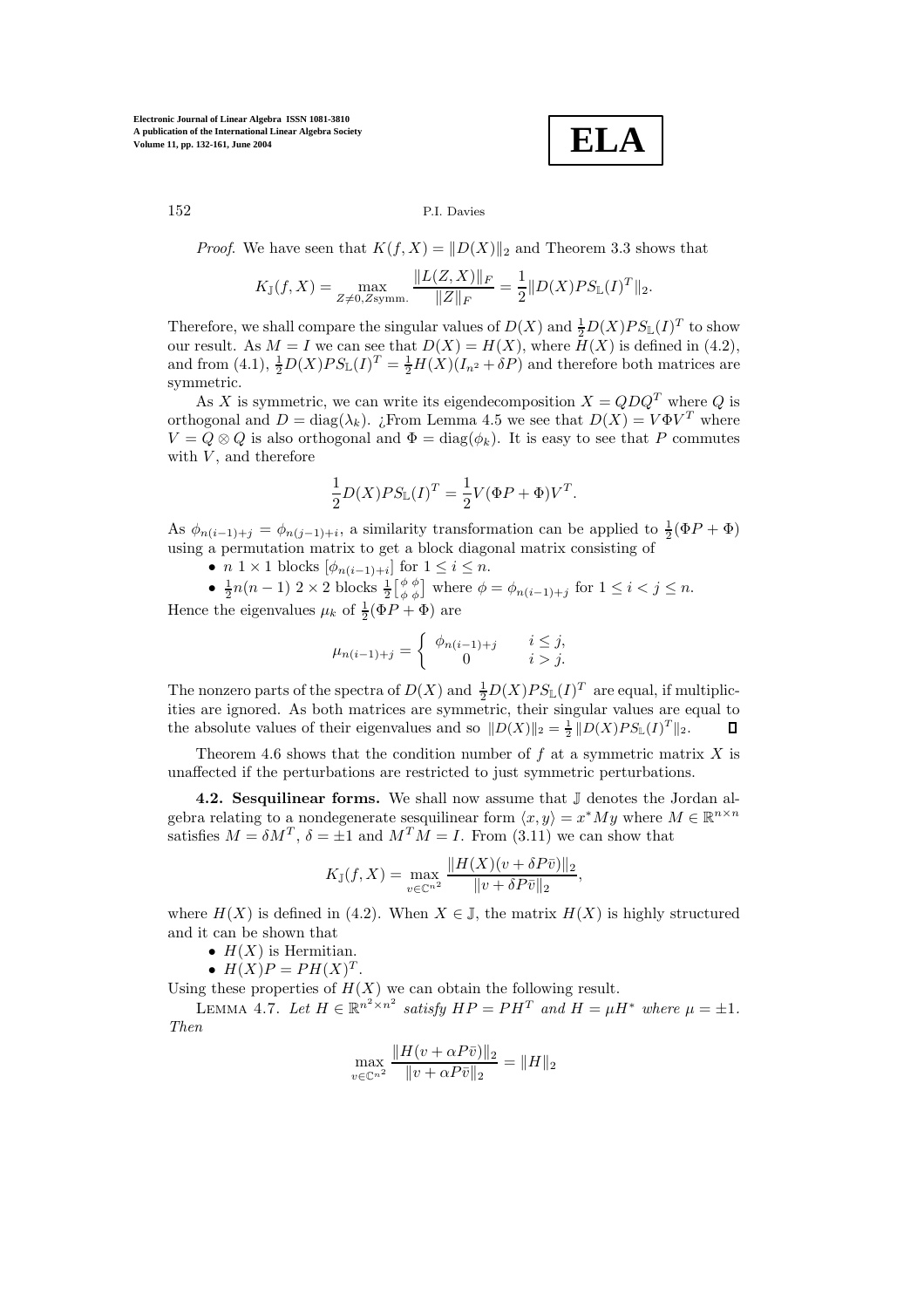*Proof.* We have seen that $K(f, X) = \|D(X)\|_2$ and Theorem 3.3 shows that

$$K_{\mathbb{J}}(f, X) = \max_{Z \neq 0, Z \text{symm.}} \frac{\|L(Z, X)\|_F}{\|Z\|_F} = \frac{1}{2}\|D(X)PS_{\mathbb{L}}(I)^T\|_2.$$

Therefore, we shall compare the singular values of $D(X)$ and $\frac{1}{2}D(X)PS_{\mathbb{L}}(I)^T$ to show our result. As $M = I$ we can see that $D(X) = H(X)$, where $H(X)$ is defined in (4.2), and from (4.1), $\frac{1}{2}D(X)PS_{\mathbb{L}}(I)^T = \frac{1}{2}H(X)(I_{n^2} + \delta P)$ and therefore both matrices are symmetric.

As $X$ is symmetric, we can write its eigendecomposition $X = QDQ^T$ where $Q$ is orthogonal and $D = \text{diag}(\lambda_k)$. ¿From Lemma 4.5 we see that $D(X) = V\Phi V^T$ where $V = Q \otimes Q$ is also orthogonal and $\Phi = \text{diag}(\phi_k)$. It is easy to see that $P$ commutes with $V$, and therefore

$$\frac{1}{2}D(X)PS_{\mathbb{L}}(I)^T = \frac{1}{2}V(\Phi P + \Phi)V^T.$$

As $\phi_{n(i-1)+j} = \phi_{n(j-1)+i}$, a similarity transformation can be applied to $\frac{1}{2}(\Phi P + \Phi)$ using a permutation matrix to get a block diagonal matrix consisting of

- $n$ $1 \times 1$ blocks $[\phi_{n(i-1)+i}]$ for $1 \leq i \leq n$.
- $\frac{1}{2}n(n-1)$ $2 \times 2$ blocks $\frac{1}{2}\left[\begin{smallmatrix} \phi & \phi \\ \phi & \phi \end{smallmatrix}\right]$ where $\phi = \phi_{n(i-1)+j}$ for $1 \leq i < j \leq n$.

Hence the eigenvalues $\mu_k$ of $\frac{1}{2}(\Phi P + \Phi)$ are

$$\mu_{n(i-1)+j} = \begin{cases} \phi_{n(i-1)+j} & i \leq j, \\ 0 & i > j. \end{cases}$$

The nonzero parts of the spectra of $D(X)$ and $\frac{1}{2}D(X)PS_{\mathbb{L}}(I)^T$ are equal, if multiplicities are ignored. As both matrices are symmetric, their singular values are equal to the absolute values of their eigenvalues and so $\|D(X)\|_2 = \frac{1}{2}\|D(X)PS_{\mathbb{L}}(I)^T\|_2$. ∎

Theorem 4.6 shows that the condition number of $f$ at a symmetric matrix $X$ is unaffected if the perturbations are restricted to just symmetric perturbations.

**4.2. Sesquilinear forms.** We shall now assume that $\mathbb{J}$ denotes the Jordan algebra relating to a nondegenerate sesquilinear form $\langle x, y\rangle = x^*My$ where $M \in \mathbb{R}^{n\times n}$ satisfies $M = \delta M^T$, $\delta = \pm 1$ and $M^TM = I$. From (3.11) we can show that

$$K_{\mathbb{J}}(f, X) = \max_{v \in \mathbb{C}^{n^2}} \frac{\|H(X)(v + \delta P\bar{v})\|_2}{\|v + \delta P\bar{v}\|_2},$$

where $H(X)$ is defined in (4.2). When $X \in \mathbb{J}$, the matrix $H(X)$ is highly structured and it can be shown that

- $H(X)$ is Hermitian.
- $H(X)P = PH(X)^T$.

Using these properties of $H(X)$ we can obtain the following result.

LEMMA 4.7. *Let $H \in \mathbb{R}^{n^2\times n^2}$ satisfy $HP = PH^T$ and $H = \mu H^*$ where $\mu = \pm 1$. Then*

$$\max_{v \in \mathbb{C}^{n^2}} \frac{\|H(v + \alpha P\bar{v})\|_2}{\|v + \alpha P\bar{v}\|_2} = \|H\|_2$$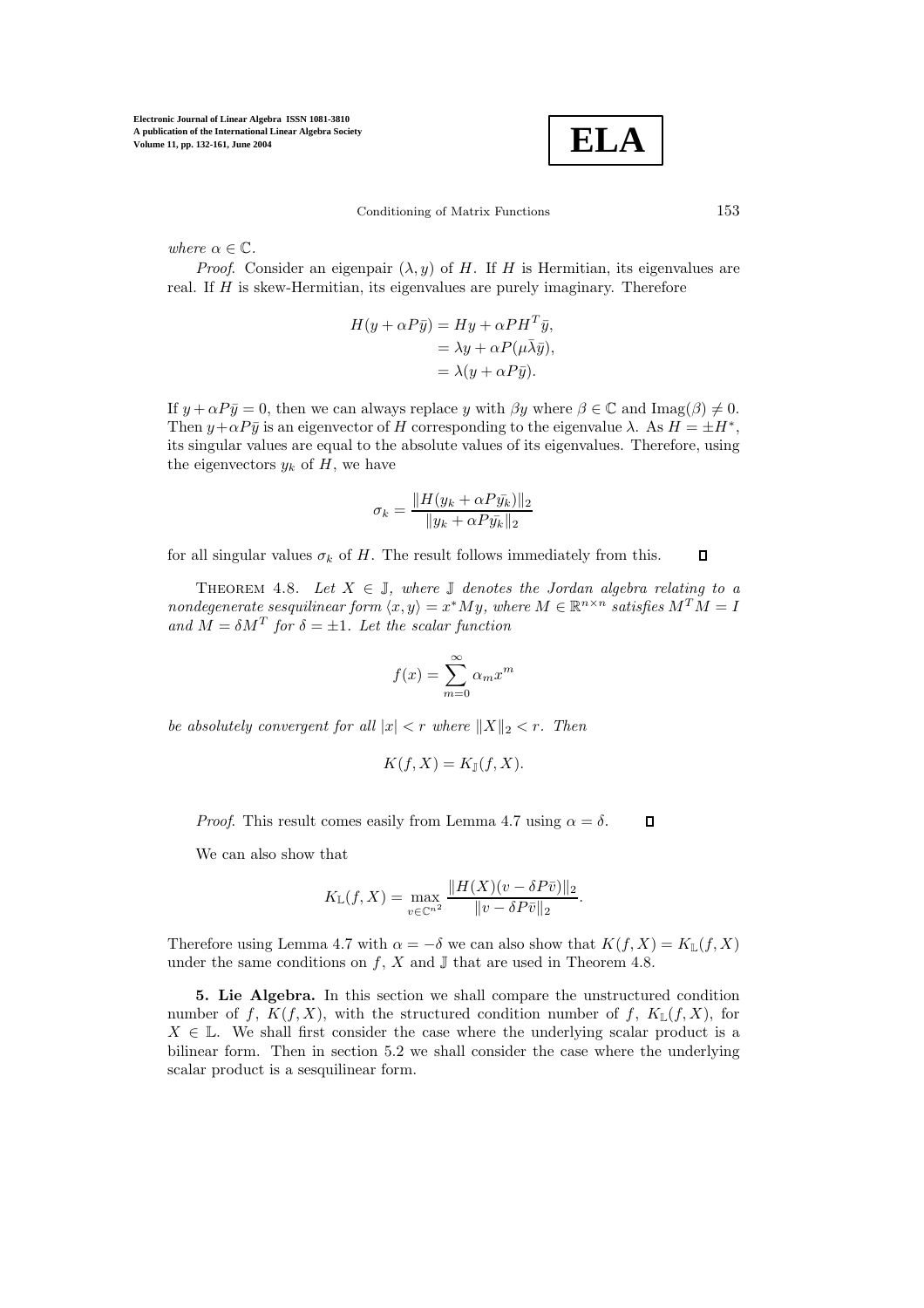*where* $\alpha \in \mathbb{C}$.

*Proof.* Consider an eigenpair $(\lambda, y)$ of $H$. If $H$ is Hermitian, its eigenvalues are real. If $H$ is skew-Hermitian, its eigenvalues are purely imaginary. Therefore

$$
\begin{aligned}
H(y + \alpha P\bar{y}) &= Hy + \alpha PH^T\bar{y}, \\
&= \lambda y + \alpha P(\mu\bar{\lambda}\bar{y}), \\
&= \lambda(y + \alpha P\bar{y}).
\end{aligned}
$$

If $y + \alpha P\bar{y} = 0$, then we can always replace $y$ with $\beta y$ where $\beta \in \mathbb{C}$ and $\text{Imag}(\beta) \neq 0$. Then $y + \alpha P\bar{y}$ is an eigenvector of $H$ corresponding to the eigenvalue $\lambda$. As $H = \pm H^*$, its singular values are equal to the absolute values of its eigenvalues. Therefore, using the eigenvectors $y_k$ of $H$, we have

$$
\sigma_k = \frac{\|H(y_k + \alpha P\bar{y_k})\|_2}{\|y_k + \alpha P\bar{y_k}\|_2}
$$

for all singular values $\sigma_k$ of $H$. The result follows immediately from this. $\square$

THEOREM 4.8. *Let $X \in \mathbb{J}$, where $\mathbb{J}$ denotes the Jordan algebra relating to a nondegenerate sesquilinear form $\langle x, y\rangle = x^*My$, where $M \in \mathbb{R}^{n\times n}$ satisfies $M^TM = I$ and $M = \delta M^T$ for $\delta = \pm 1$. Let the scalar function*

$$
f(x) = \sum_{m=0}^{\infty} \alpha_m x^m
$$

*be absolutely convergent for all $|x| < r$ where $\|X\|_2 < r$. Then*

$$
K(f, X) = K_{\mathbb{J}}(f, X).
$$

*Proof.* This result comes easily from Lemma 4.7 using $\alpha = \delta$. $\square$

We can also show that

$$
K_{\mathbb{L}}(f, X) = \max_{v \in \mathbb{C}^{n^2}} \frac{\|H(X)(v - \delta P\bar{v})\|_2}{\|v - \delta P\bar{v}\|_2}.
$$

Therefore using Lemma 4.7 with $\alpha = -\delta$ we can also show that $K(f, X) = K_{\mathbb{L}}(f, X)$ under the same conditions on $f$, $X$ and $\mathbb{J}$ that are used in Theorem 4.8.

**5. Lie Algebra.** In this section we shall compare the unstructured condition number of $f$, $K(f, X)$, with the structured condition number of $f$, $K_{\mathbb{L}}(f, X)$, for $X \in \mathbb{L}$. We shall first consider the case where the underlying scalar product is a bilinear form. Then in section 5.2 we shall consider the case where the underlying scalar product is a sesquilinear form.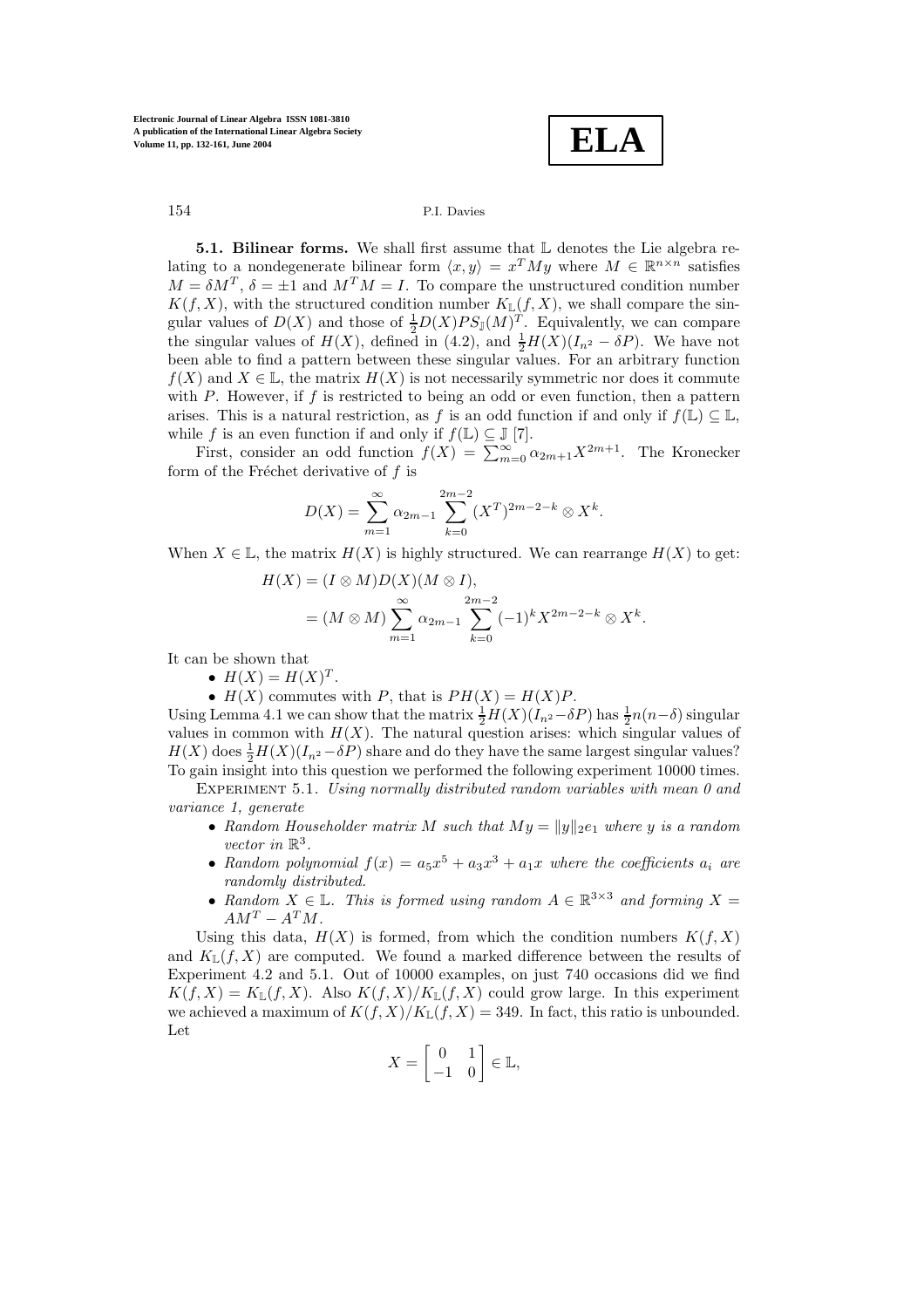**5.1. Bilinear forms.** We shall first assume that $\mathbb{L}$ denotes the Lie algebra relating to a nondegenerate bilinear form $\langle x, y\rangle = x^T My$ where $M \in \mathbb{R}^{n\times n}$ satisfies $M = \delta M^T$, $\delta = \pm 1$ and $M^T M = I$. To compare the unstructured condition number $K(f, X)$, with the structured condition number $K_{\mathbb{L}}(f, X)$, we shall compare the singular values of $D(X)$ and those of $\frac{1}{2}D(X)PS_{\mathbb{J}}(M)^T$. Equivalently, we can compare the singular values of $H(X)$, defined in (4.2), and $\frac{1}{2}H(X)(I_{n^2} - \delta P)$. We have not been able to find a pattern between these singular values. For an arbitrary function $f(X)$ and $X \in \mathbb{L}$, the matrix $H(X)$ is not necessarily symmetric nor does it commute with $P$. However, if $f$ is restricted to being an odd or even function, then a pattern arises. This is a natural restriction, as $f$ is an odd function if and only if $f(\mathbb{L}) \subseteq \mathbb{L}$, while $f$ is an even function if and only if $f(\mathbb{L}) \subseteq \mathbb{J}$ [7].

First, consider an odd function $f(X) = \sum_{m=0}^{\infty} \alpha_{2m+1}X^{2m+1}$. The Kronecker form of the Fréchet derivative of $f$ is

$$D(X) = \sum_{m=1}^{\infty} \alpha_{2m-1} \sum_{k=0}^{2m-2} (X^T)^{2m-2-k} \otimes X^k.$$

When $X \in \mathbb{L}$, the matrix $H(X)$ is highly structured. We can rearrange $H(X)$ to get:

$$\begin{aligned} H(X) &= (I \otimes M)D(X)(M \otimes I), \\ &= (M \otimes M) \sum_{m=1}^{\infty} \alpha_{2m-1} \sum_{k=0}^{2m-2} (-1)^k X^{2m-2-k} \otimes X^k. \end{aligned}$$

It can be shown that

- $H(X) = H(X)^T$.
- $H(X)$ commutes with $P$, that is $PH(X) = H(X)P$.

Using Lemma 4.1 we can show that the matrix $\frac{1}{2}H(X)(I_{n^2} - \delta P)$ has $\frac{1}{2}n(n-\delta)$ singular values in common with $H(X)$. The natural question arises: which singular values of $H(X)$ does $\frac{1}{2}H(X)(I_{n^2} - \delta P)$ share and do they have the same largest singular values? To gain insight into this question we performed the following experiment 10000 times.

Experiment 5.1. *Using normally distributed random variables with mean 0 and variance 1, generate*

- *Random Householder matrix $M$ such that $My = \|y\|_2 e_1$ where $y$ is a random vector in $\mathbb{R}^3$.*
- *Random polynomial $f(x) = a_5x^5 + a_3x^3 + a_1x$ where the coefficients $a_i$ are randomly distributed.*
- *Random $X \in \mathbb{L}$. This is formed using random $A \in \mathbb{R}^{3\times 3}$ and forming $X = AM^T - A^T M$.*

Using this data, $H(X)$ is formed, from which the condition numbers $K(f, X)$ and $K_{\mathbb{L}}(f, X)$ are computed. We found a marked difference between the results of Experiment 4.2 and 5.1. Out of 10000 examples, on just 740 occasions did we find $K(f, X) = K_{\mathbb{L}}(f, X)$. Also $K(f, X)/K_{\mathbb{L}}(f, X)$ could grow large. In this experiment we achieved a maximum of $K(f, X)/K_{\mathbb{L}}(f, X) = 349$. In fact, this ratio is unbounded. Let

$$X = \begin{bmatrix} 0 & 1 \\ -1 & 0 \end{bmatrix} \in \mathbb{L},$$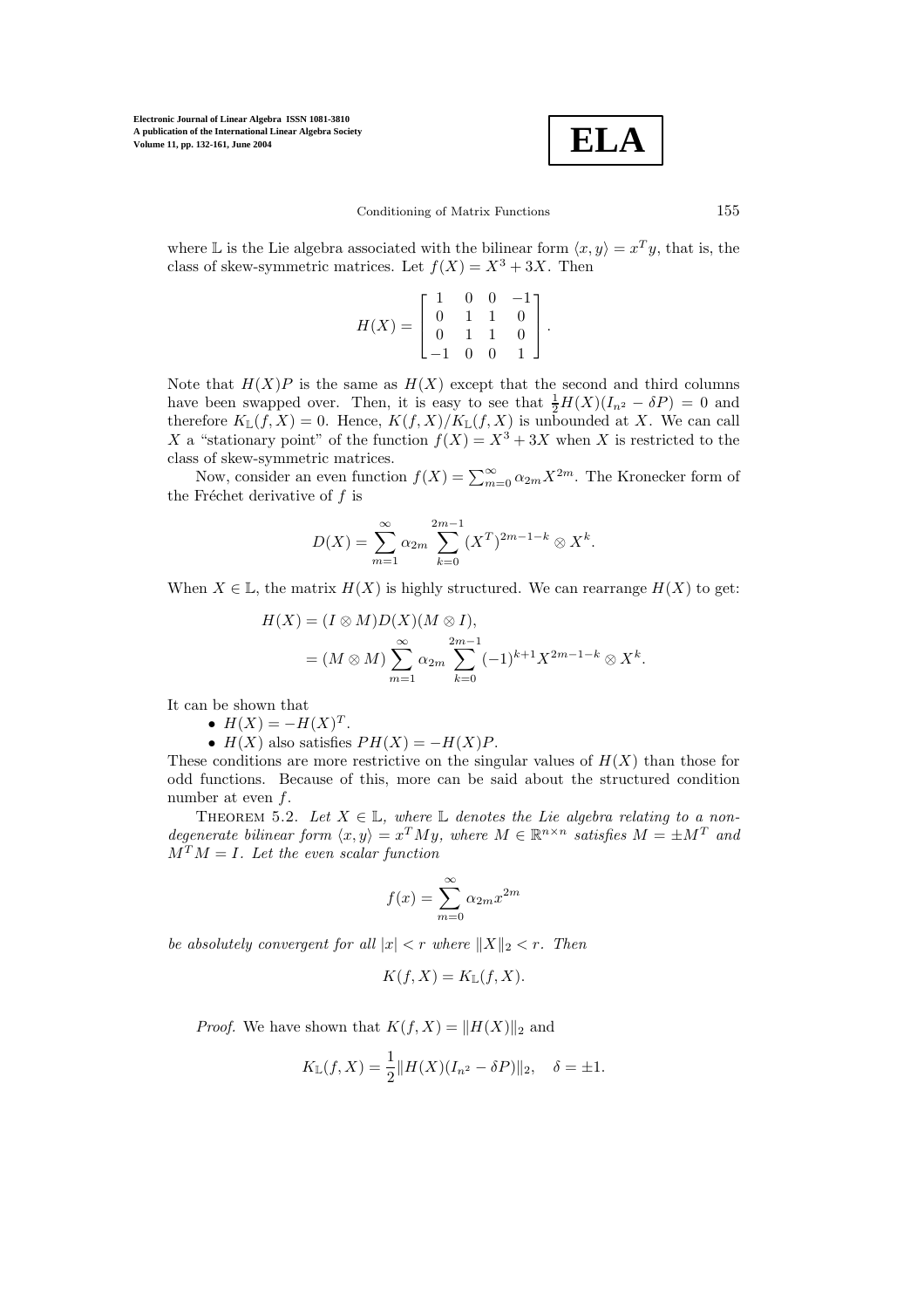where $\mathbb{L}$ is the Lie algebra associated with the bilinear form $\langle x, y\rangle = x^T y$, that is, the class of skew-symmetric matrices. Let $f(X) = X^3 + 3X$. Then

$$H(X) = \begin{bmatrix} 1 & 0 & 0 & -1 \\ 0 & 1 & 1 & 0 \\ 0 & 1 & 1 & 0 \\ -1 & 0 & 0 & 1 \end{bmatrix}.$$

Note that $H(X)P$ is the same as $H(X)$ except that the second and third columns have been swapped over. Then, it is easy to see that $\frac{1}{2}H(X)(I_{n^2} - \delta P) = 0$ and therefore $K_{\mathbb{L}}(f, X) = 0$. Hence, $K(f, X)/K_{\mathbb{L}}(f, X)$ is unbounded at $X$. We can call $X$ a "stationary point" of the function $f(X) = X^3 + 3X$ when $X$ is restricted to the class of skew-symmetric matrices.

Now, consider an even function $f(X) = \sum_{m=0}^{\infty} \alpha_{2m} X^{2m}$. The Kronecker form of the Fréchet derivative of $f$ is

$$D(X) = \sum_{m=1}^{\infty} \alpha_{2m} \sum_{k=0}^{2m-1} (X^T)^{2m-1-k} \otimes X^k.$$

When $X \in \mathbb{L}$, the matrix $H(X)$ is highly structured. We can rearrange $H(X)$ to get:

$$\begin{aligned} H(X) &= (I \otimes M)D(X)(M \otimes I), \\ &= (M \otimes M) \sum_{m=1}^{\infty} \alpha_{2m} \sum_{k=0}^{2m-1} (-1)^{k+1} X^{2m-1-k} \otimes X^k. \end{aligned}$$

It can be shown that

- $H(X) = -H(X)^T$.
- $H(X)$ also satisfies $PH(X) = -H(X)P$.

These conditions are more restrictive on the singular values of $H(X)$ than those for odd functions. Because of this, more can be said about the structured condition number at even $f$.

Theorem 5.2. *Let $X \in \mathbb{L}$, where $\mathbb{L}$ denotes the Lie algebra relating to a non-degenerate bilinear form $\langle x, y\rangle = x^T My$, where $M \in \mathbb{R}^{n\times n}$ satisfies $M = \pm M^T$ and $M^T M = I$. Let the even scalar function*

$$f(x) = \sum_{m=0}^{\infty} \alpha_{2m} x^{2m}$$

*be absolutely convergent for all $|x| < r$ where $\|X\|_2 < r$. Then*

$$K(f, X) = K_{\mathbb{L}}(f, X).$$

*Proof.* We have shown that $K(f, X) = \|H(X)\|_2$ and

$$K_{\mathbb{L}}(f, X) = \frac{1}{2}\|H(X)(I_{n^2} - \delta P)\|_2, \quad \delta = \pm 1.$$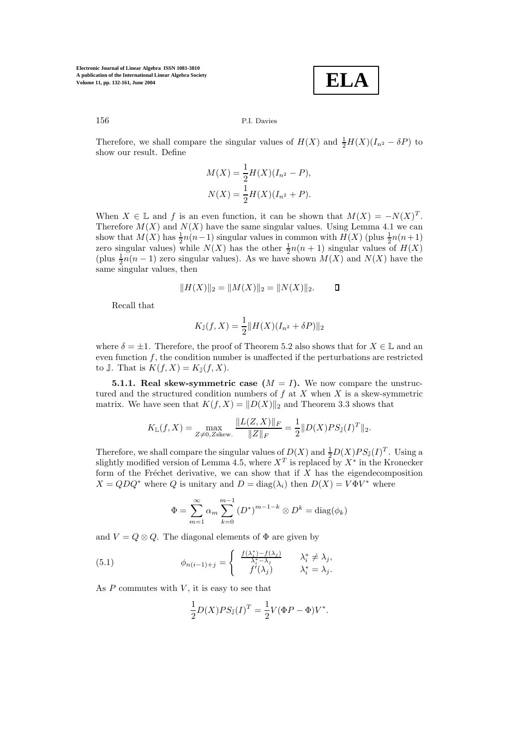Therefore, we shall compare the singular values of $H(X)$ and $\frac{1}{2}H(X)(I_{n^2} - \delta P)$ to show our result. Define

$$M(X) = \frac{1}{2}H(X)(I_{n^2} - P),$$
$$N(X) = \frac{1}{2}H(X)(I_{n^2} + P).$$

When $X \in \mathbb{L}$ and $f$ is an even function, it can be shown that $M(X) = -N(X)^T$. Therefore $M(X)$ and $N(X)$ have the same singular values. Using Lemma 4.1 we can show that $M(X)$ has $\frac{1}{2}n(n-1)$ singular values in common with $H(X)$ (plus $\frac{1}{2}n(n+1)$ zero singular values) while $N(X)$ has the other $\frac{1}{2}n(n+1)$ singular values of $H(X)$ (plus $\frac{1}{2}n(n-1)$ zero singular values). As we have shown $M(X)$ and $N(X)$ have the same singular values, then

$$\|H(X)\|_2 = \|M(X)\|_2 = \|N(X)\|_2. \qquad \square$$

Recall that

$$K_{\mathbb{J}}(f, X) = \frac{1}{2}\|H(X)(I_{n^2} + \delta P)\|_2$$

where $\delta = \pm 1$. Therefore, the proof of Theorem 5.2 also shows that for $X \in \mathbb{L}$ and an even function $f$, the condition number is unaffected if the perturbations are restricted to $\mathbb{J}$. That is $K(f, X) = K_{\mathbb{J}}(f, X)$.

**5.1.1. Real skew-symmetric case ($M = I$).** We now compare the unstructured and the structured condition numbers of $f$ at $X$ when $X$ is a skew-symmetric matrix. We have seen that $K(f, X) = \|D(X)\|_2$ and Theorem 3.3 shows that

$$K_{\mathbb{L}}(f, X) = \max_{Z \neq 0, Z \text{skew.}} \frac{\|L(Z, X)\|_F}{\|Z\|_F} = \frac{1}{2}\|D(X)PS_{\mathbb{J}}(I)^T\|_2.$$

Therefore, we shall compare the singular values of $D(X)$ and $\frac{1}{2}D(X)PS_{\mathbb{J}}(I)^T$. Using a slightly modified version of Lemma 4.5, where $X^T$ is replaced by $X^*$ in the Kronecker form of the Fréchet derivative, we can show that if $X$ has the eigendecomposition $X = QDQ^*$ where $Q$ is unitary and $D = \text{diag}(\lambda_i)$ then $D(X) = V\Phi V^*$ where

$$\Phi = \sum_{m=1}^{\infty} \alpha_m \sum_{k=0}^{m-1} (D^*)^{m-1-k} \otimes D^k = \text{diag}(\phi_k)$$

and $V = Q \otimes Q$. The diagonal elements of $\Phi$ are given by

$$\phi_{n(i-1)+j} = \begin{cases} \frac{f(\lambda_i^*) - f(\lambda_j)}{\lambda_i^* - \lambda_j} & \lambda_i^* \neq \lambda_j, \\ f'(\lambda_j) & \lambda_i^* = \lambda_j. \end{cases} \tag{5.1}$$

As $P$ commutes with $V$, it is easy to see that

$$\frac{1}{2}D(X)PS_{\mathbb{J}}(I)^T = \frac{1}{2}V(\Phi P - \Phi)V^*.$$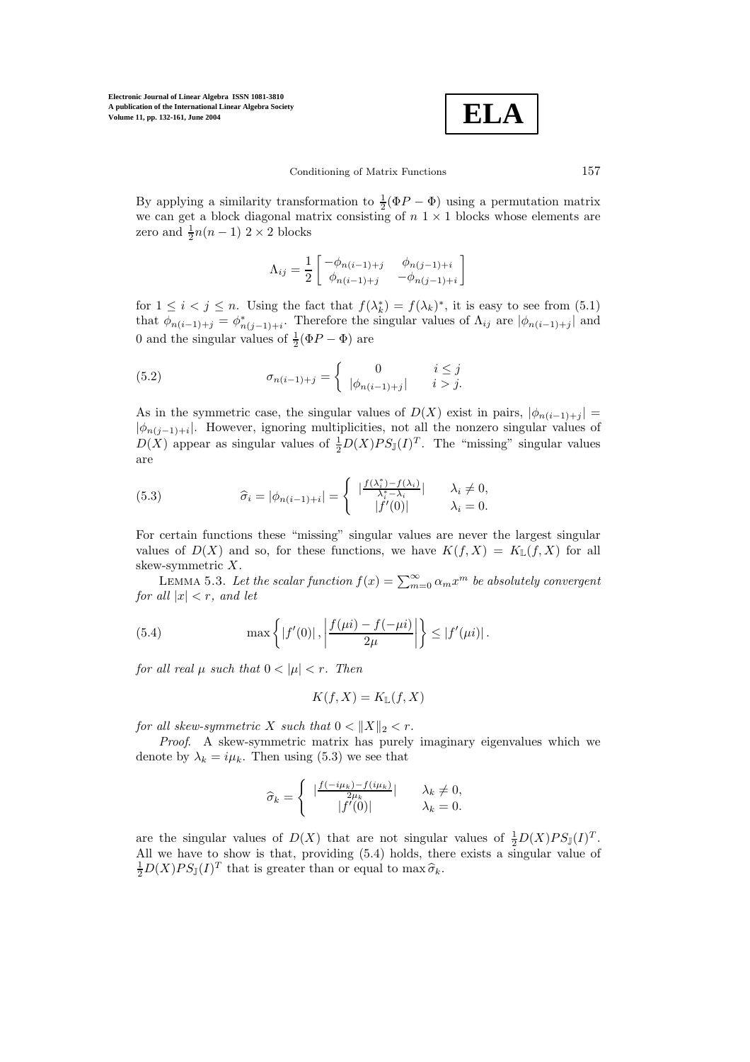By applying a similarity transformation to $\frac{1}{2}(\Phi P - \Phi)$ using a permutation matrix we can get a block diagonal matrix consisting of $n$ $1 \times 1$ blocks whose elements are zero and $\frac{1}{2}n(n-1)$ $2 \times 2$ blocks

$$\Lambda_{ij} = \frac{1}{2} \begin{bmatrix} -\phi_{n(i-1)+j} & \phi_{n(j-1)+i} \\ \phi_{n(i-1)+j} & -\phi_{n(j-1)+i} \end{bmatrix}$$

for $1 \leq i < j \leq n$. Using the fact that $f(\lambda_k^*) = f(\lambda_k)^*$, it is easy to see from (5.1) that $\phi_{n(i-1)+j} = \phi_{n(j-1)+i}^*$. Therefore the singular values of $\Lambda_{ij}$ are $|\phi_{n(i-1)+j}|$ and 0 and the singular values of $\frac{1}{2}(\Phi P - \Phi)$ are

$$\sigma_{n(i-1)+j} = \begin{cases} 0 & i \leq j \\ |\phi_{n(i-1)+j}| & i > j. \end{cases} \tag{5.2}$$

As in the symmetric case, the singular values of $D(X)$ exist in pairs, $|\phi_{n(i-1)+j}| = |\phi_{n(j-1)+i}|$. However, ignoring multiplicities, not all the nonzero singular values of $D(X)$ appear as singular values of $\frac{1}{2}D(X)PS_{\mathbb{J}}(I)^T$. The "missing" singular values are

$$\widehat{\sigma}_i = |\phi_{n(i-1)+i}| = \begin{cases} |\frac{f(\lambda_i^*) - f(\lambda_i)}{\lambda_i^* - \lambda_i}| & \lambda_i \neq 0, \\ |f'(0)| & \lambda_i = 0. \end{cases} \tag{5.3}$$

For certain functions these "missing" singular values are never the largest singular values of $D(X)$ and so, for these functions, we have $K(f, X) = K_{\mathbb{L}}(f, X)$ for all skew-symmetric $X$.

LEMMA 5.3. *Let the scalar function $f(x) = \sum_{m=0}^{\infty} \alpha_m x^m$ be absolutely convergent for all $|x| < r$, and let*

$$\max\left\{ |f'(0)|, \left| \frac{f(\mu i) - f(-\mu i)}{2\mu} \right| \right\} \leq |f'(\mu i)|. \tag{5.4}$$

*for all real $\mu$ such that $0 < |\mu| < r$. Then*

$$K(f, X) = K_{\mathbb{L}}(f, X)$$

*for all skew-symmetric $X$ such that $0 < \|X\|_2 < r$.*

*Proof.* A skew-symmetric matrix has purely imaginary eigenvalues which we denote by $\lambda_k = i\mu_k$. Then using (5.3) we see that

$$\widehat{\sigma}_k = \begin{cases} |\frac{f(-i\mu_k) - f(i\mu_k)}{2\mu_k}| & \lambda_k \neq 0, \\ |f'(0)| & \lambda_k = 0. \end{cases}$$

are the singular values of $D(X)$ that are not singular values of $\frac{1}{2}D(X)PS_{\mathbb{J}}(I)^T$. All we have to show is that, providing (5.4) holds, there exists a singular value of $\frac{1}{2}D(X)PS_{\mathbb{J}}(I)^T$ that is greater than or equal to $\max \widehat{\sigma}_k$.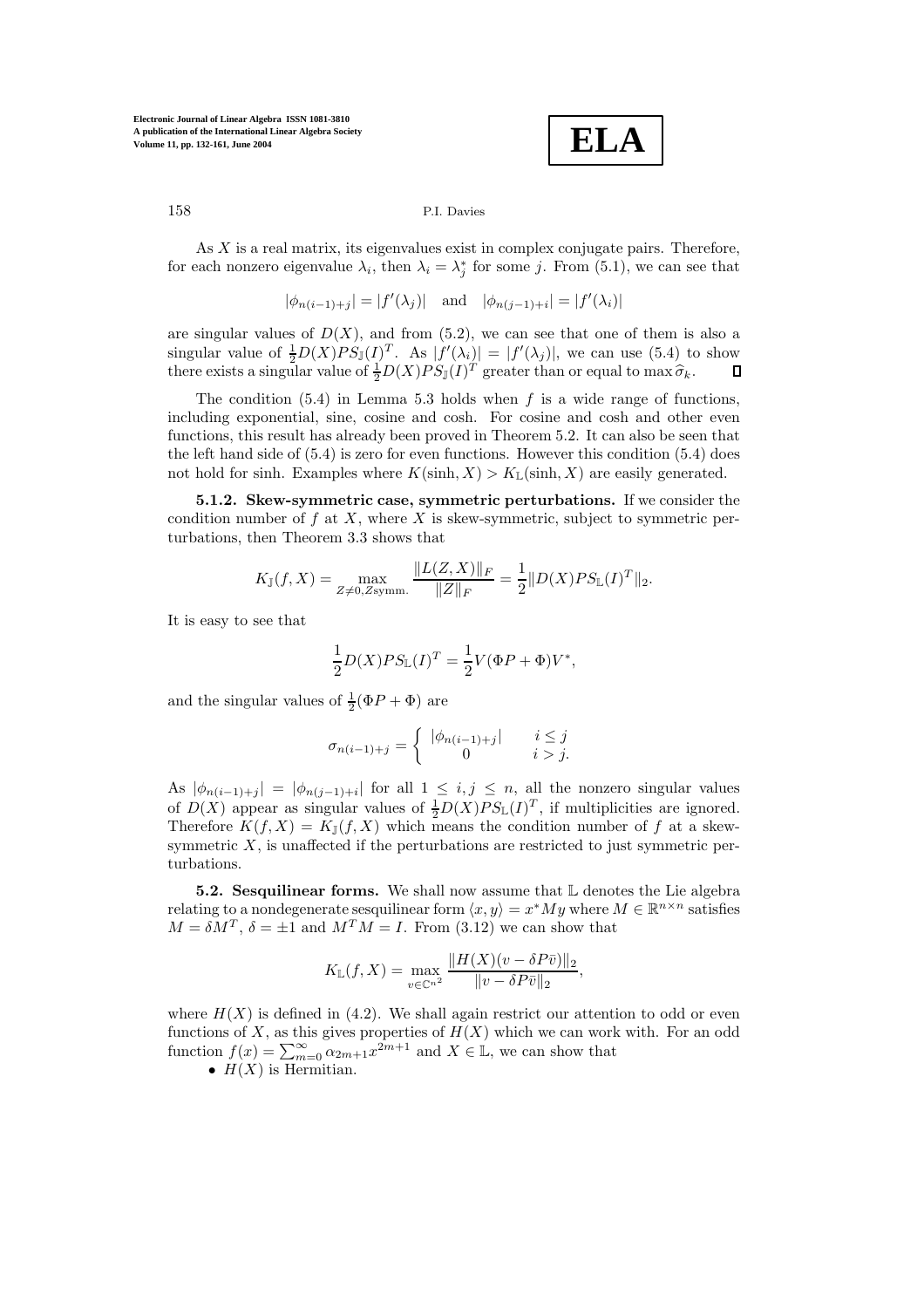As $X$ is a real matrix, its eigenvalues exist in complex conjugate pairs. Therefore, for each nonzero eigenvalue $\lambda_i$, then $\lambda_i = \lambda_j^*$ for some $j$. From (5.1), we can see that

$$|\phi_{n(i-1)+j}| = |f'(\lambda_j)| \quad \text{and} \quad |\phi_{n(j-1)+i}| = |f'(\lambda_i)|$$

are singular values of $D(X)$, and from (5.2), we can see that one of them is also a singular value of $\frac{1}{2}D(X)PS_{\mathbb{J}}(I)^T$. As $|f'(\lambda_i)| = |f'(\lambda_j)|$, we can use (5.4) to show there exists a singular value of $\frac{1}{2}D(X)PS_{\mathbb{J}}(I)^T$ greater than or equal to $\max \widehat{\sigma}_k$. $\square$

The condition (5.4) in Lemma 5.3 holds when $f$ is a wide range of functions, including exponential, sine, cosine and cosh. For cosine and cosh and other even functions, this result has already been proved in Theorem 5.2. It can also be seen that the left hand side of (5.4) is zero for even functions. However this condition (5.4) does not hold for sinh. Examples where $K(\sinh, X) > K_{\mathbb{L}}(\sinh, X)$ are easily generated.

**5.1.2. Skew-symmetric case, symmetric perturbations.** If we consider the condition number of $f$ at $X$, where $X$ is skew-symmetric, subject to symmetric perturbations, then Theorem 3.3 shows that

$$K_{\mathbb{J}}(f, X) = \max_{Z \neq 0, Z\text{symm.}} \frac{\|L(Z, X)\|_F}{\|Z\|_F} = \frac{1}{2}\|D(X)PS_{\mathbb{L}}(I)^T\|_2.$$

It is easy to see that

$$\frac{1}{2}D(X)PS_{\mathbb{L}}(I)^T = \frac{1}{2}V(\Phi P + \Phi)V^*,$$

and the singular values of $\frac{1}{2}(\Phi P + \Phi)$ are

$$\sigma_{n(i-1)+j} = \begin{cases} |\phi_{n(i-1)+j}| & i \leq j \\ 0 & i > j. \end{cases}$$

As $|\phi_{n(i-1)+j}| = |\phi_{n(j-1)+i}|$ for all $1 \leq i, j \leq n$, all the nonzero singular values of $D(X)$ appear as singular values of $\frac{1}{2}D(X)PS_{\mathbb{L}}(I)^T$, if multiplicities are ignored. Therefore $K(f, X) = K_{\mathbb{J}}(f, X)$ which means the condition number of $f$ at a skew-symmetric $X$, is unaffected if the perturbations are restricted to just symmetric perturbations.

**5.2. Sesquilinear forms.** We shall now assume that $\mathbb{L}$ denotes the Lie algebra relating to a nondegenerate sesquilinear form $\langle x, y\rangle = x^*My$ where $M \in \mathbb{R}^{n\times n}$ satisfies $M = \delta M^T$, $\delta = \pm 1$ and $M^TM = I$. From (3.12) we can show that

$$K_{\mathbb{L}}(f, X) = \max_{v \in \mathbb{C}^{n^2}} \frac{\|H(X)(v - \delta P\bar{v})\|_2}{\|v - \delta P\bar{v}\|_2},$$

where $H(X)$ is defined in (4.2). We shall again restrict our attention to odd or even functions of $X$, as this gives properties of $H(X)$ which we can work with. For an odd function $f(x) = \sum_{m=0}^{\infty} \alpha_{2m+1}x^{2m+1}$ and $X \in \mathbb{L}$, we can show that

- $H(X)$ is Hermitian.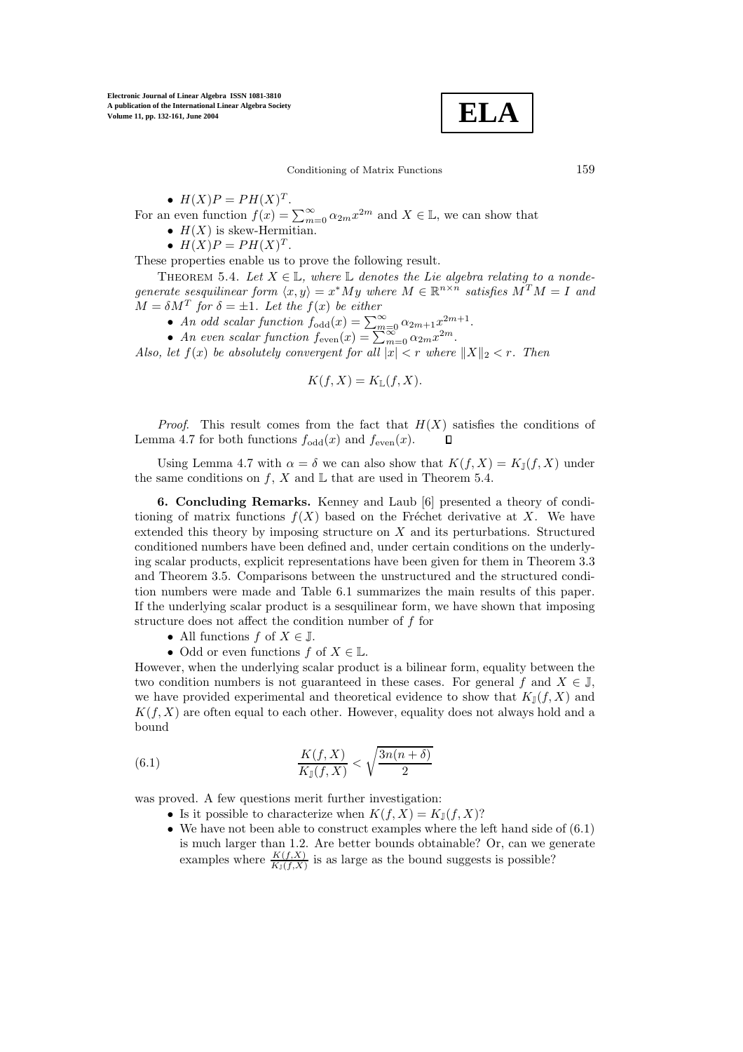- $H(X)P = PH(X)^T$.

For an even function $f(x) = \sum_{m=0}^{\infty} \alpha_{2m} x^{2m}$ and $X \in \mathbb{L}$, we can show that

- $H(X)$ is skew-Hermitian.
- $H(X)P = PH(X)^T$.

These properties enable us to prove the following result.

THEOREM 5.4. *Let $X \in \mathbb{L}$, where $\mathbb{L}$ denotes the Lie algebra relating to a nondegenerate sesquilinear form $\langle x, y \rangle = x^* M y$ where $M \in \mathbb{R}^{n \times n}$ satisfies $M^T M = I$ and $M = \delta M^T$ for $\delta = \pm 1$. Let the $f(x)$ be either*

- *An odd scalar function $f_{\text{odd}}(x) = \sum_{m=0}^{\infty} \alpha_{2m+1} x^{2m+1}$.*
- *An even scalar function $f_{\text{even}}(x) = \sum_{m=0}^{\infty} \alpha_{2m} x^{2m}$.*

*Also, let $f(x)$ be absolutely convergent for all $|x| < r$ where $\|X\|_2 < r$. Then*

$$K(f, X) = K_{\mathbb{L}}(f, X).$$

*Proof*. This result comes from the fact that $H(X)$ satisfies the conditions of Lemma 4.7 for both functions $f_{\text{odd}}(x)$ and $f_{\text{even}}(x)$. □

Using Lemma 4.7 with $\alpha = \delta$ we can also show that $K(f, X) = K_{\mathbb{J}}(f, X)$ under the same conditions on $f$, $X$ and $\mathbb{L}$ that are used in Theorem 5.4.

## 6. Concluding Remarks.

Kenney and Laub [6] presented a theory of conditioning of matrix functions $f(X)$ based on the Fréchet derivative at $X$. We have extended this theory by imposing structure on $X$ and its perturbations. Structured conditioned numbers have been defined and, under certain conditions on the underlying scalar products, explicit representations have been given for them in Theorem 3.3 and Theorem 3.5. Comparisons between the unstructured and the structured condition numbers were made and Table 6.1 summarizes the main results of this paper. If the underlying scalar product is a sesquilinear form, we have shown that imposing structure does not affect the condition number of $f$ for

- All functions $f$ of $X \in \mathbb{J}$.
- Odd or even functions $f$ of $X \in \mathbb{L}$.

However, when the underlying scalar product is a bilinear form, equality between the two condition numbers is not guaranteed in these cases. For general $f$ and $X \in \mathbb{J}$, we have provided experimental and theoretical evidence to show that $K_{\mathbb{J}}(f, X)$ and $K(f, X)$ are often equal to each other. However, equality does not always hold and a bound

$$\frac{K(f, X)}{K_{\mathbb{J}}(f, X)} < \sqrt{\frac{3n(n + \delta)}{2}} \tag{6.1}$$

was proved. A few questions merit further investigation:

- Is it possible to characterize when $K(f, X) = K_{\mathbb{J}}(f, X)$?
- We have not been able to construct examples where the left hand side of (6.1) is much larger than 1.2. Are better bounds obtainable? Or, can we generate examples where $\frac{K(f,X)}{K_{\mathbb{J}}(f,X)}$ is as large as the bound suggests is possible?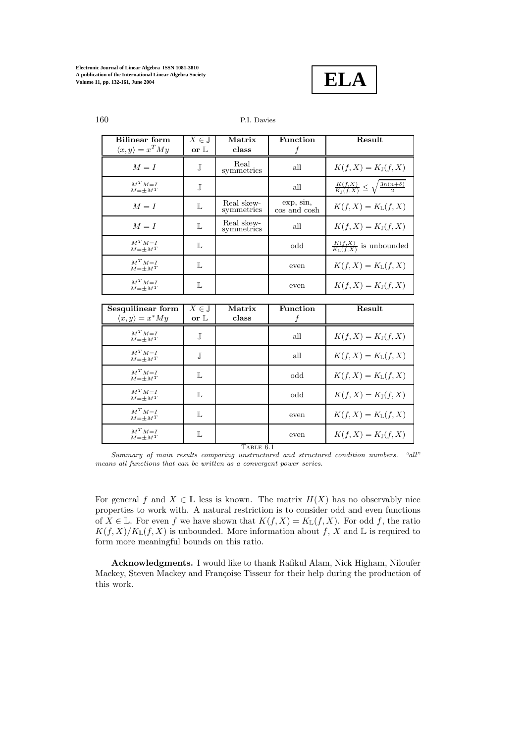| **Bilinear form** $\langle x, y\rangle = x^T My$ | $X \in \mathbb{J}$ **or** $\mathbb{L}$ | **Matrix class** | **Function** $f$ | **Result** |
|---|---|---|---|---|
| $M = I$ | $\mathbb{J}$ | Real symmetrics | all | $K(f, X) = K_{\mathbb{J}}(f, X)$ |
| $M^TM=I$ $M=\pm M^T$ | $\mathbb{J}$ | | all | $\frac{K(f,X)}{K_{\mathbb{J}}(f,X)} \leq \sqrt{\frac{3n(n+\delta)}{2}}$ |
| $M = I$ | $\mathbb{L}$ | Real skew-symmetrics | exp, sin, cos and cosh | $K(f, X) = K_{\mathbb{L}}(f, X)$ |
| $M = I$ | $\mathbb{L}$ | Real skew-symmetrics | all | $K(f, X) = K_{\mathbb{J}}(f, X)$ |
| $M^TM=I$ $M=\pm M^T$ | $\mathbb{L}$ | | odd | $\frac{K(f,X)}{K_{\mathbb{L}}(f,X)}$ is unbounded |
| $M^TM=I$ $M=\pm M^T$ | $\mathbb{L}$ | | even | $K(f, X) = K_{\mathbb{L}}(f, X)$ |
| $M^TM=I$ $M=\pm M^T$ | $\mathbb{L}$ | | even | $K(f, X) = K_{\mathbb{J}}(f, X)$ |

| **Sesquilinear form** $\langle x, y\rangle = x^* My$ | $X \in \mathbb{J}$ **or** $\mathbb{L}$ | **Matrix class** | **Function** $f$ | **Result** |
|---|---|---|---|---|
| $M^TM=I$ $M=\pm M^T$ | $\mathbb{J}$ | | all | $K(f, X) = K_{\mathbb{J}}(f, X)$ |
| $M^TM=I$ $M=\pm M^T$ | $\mathbb{J}$ | | all | $K(f, X) = K_{\mathbb{L}}(f, X)$ |
| $M^TM=I$ $M=\pm M^T$ | $\mathbb{L}$ | | odd | $K(f, X) = K_{\mathbb{L}}(f, X)$ |
| $M^TM=I$ $M=\pm M^T$ | $\mathbb{L}$ | | odd | $K(f, X) = K_{\mathbb{J}}(f, X)$ |
| $M^TM=I$ $M=\pm M^T$ | $\mathbb{L}$ | | even | $K(f, X) = K_{\mathbb{L}}(f, X)$ |
| $M^TM=I$ $M=\pm M^T$ | $\mathbb{L}$ | | even | $K(f, X) = K_{\mathbb{J}}(f, X)$ |

TABLE 6.1

*Summary of main results comparing unstructured and structured condition numbers. "all" means all functions that can be written as a convergent power series.*

For general $f$ and $X \in \mathbb{L}$ less is known. The matrix $H(X)$ has no observably nice properties to work with. A natural restriction is to consider odd and even functions of $X \in \mathbb{L}$. For even $f$ we have shown that $K(f, X) = K_{\mathbb{L}}(f, X)$. For odd $f$, the ratio $K(f, X)/K_{\mathbb{L}}(f, X)$ is unbounded. More information about $f$, $X$ and $\mathbb{L}$ is required to form more meaningful bounds on this ratio.

**Acknowledgments.** I would like to thank Rafikul Alam, Nick Higham, Niloufer Mackey, Steven Mackey and Françoise Tisseur for their help during the production of this work.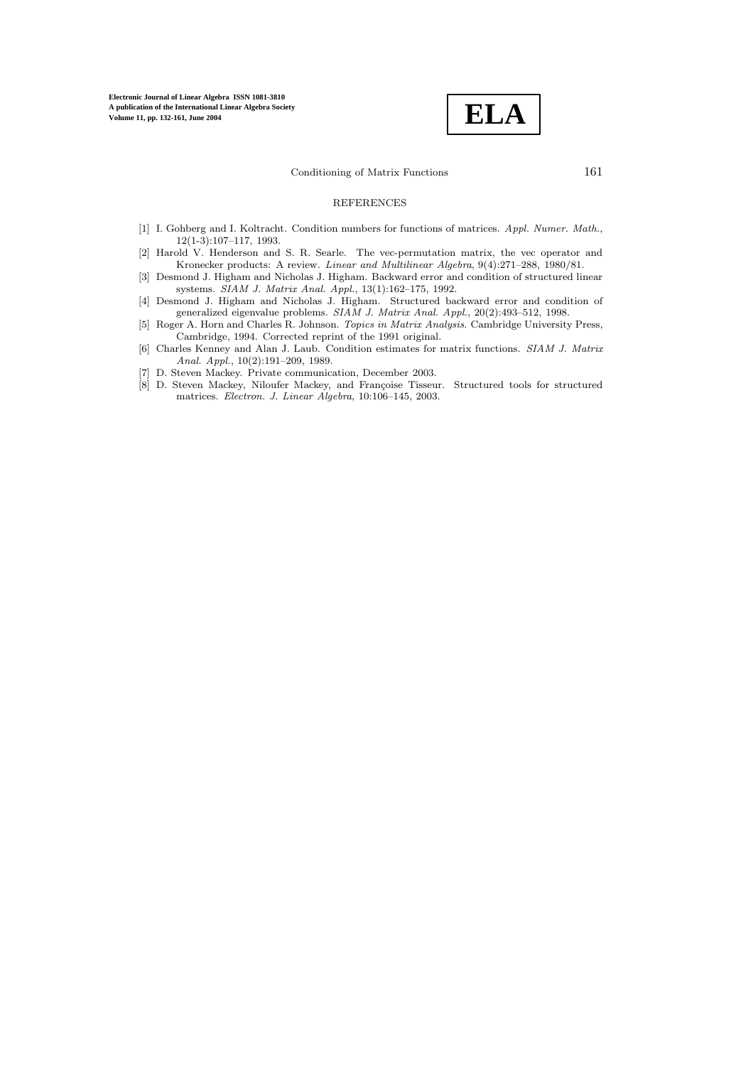## REFERENCES

[1] I. Gohberg and I. Koltracht. Condition numbers for functions of matrices. *Appl. Numer. Math.*, 12(1-3):107–117, 1993.

[2] Harold V. Henderson and S. R. Searle. The vec-permutation matrix, the vec operator and Kronecker products: A review. *Linear and Multilinear Algebra*, 9(4):271–288, 1980/81.

[3] Desmond J. Higham and Nicholas J. Higham. Backward error and condition of structured linear systems. *SIAM J. Matrix Anal. Appl.*, 13(1):162–175, 1992.

[4] Desmond J. Higham and Nicholas J. Higham. Structured backward error and condition of generalized eigenvalue problems. *SIAM J. Matrix Anal. Appl.*, 20(2):493–512, 1998.

[5] Roger A. Horn and Charles R. Johnson. *Topics in Matrix Analysis*. Cambridge University Press, Cambridge, 1994. Corrected reprint of the 1991 original.

[6] Charles Kenney and Alan J. Laub. Condition estimates for matrix functions. *SIAM J. Matrix Anal. Appl.*, 10(2):191–209, 1989.

[7] D. Steven Mackey. Private communication, December 2003.

[8] D. Steven Mackey, Niloufer Mackey, and Françoise Tisseur. Structured tools for structured matrices. *Electron. J. Linear Algebra*, 10:106–145, 2003.